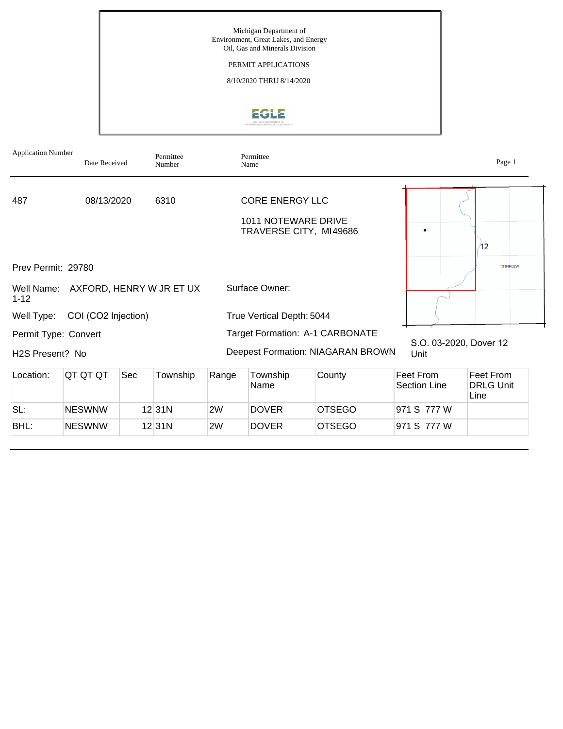Michigan Department of
Environment, Great Lakes, and Energy
Oil, Gas and Minerals Division

PERMIT APPLICATIONS

8/10/2020 THRU 8/14/2020

| Application Number | Date Received | Permittee Number | Permittee Name |
|---|---|---|---|
| 487 | 08/13/2020 | 6310 | CORE ENERGY LLC<br>1011 NOTEWARE DRIVE<br>TRAVERSE CITY, MI49686 |

Prev Permit: 29780

Well Name: AXFORD, HENRY W JR ET UX 1-12

Surface Owner:

Well Type: COI (CO2 Injection)

True Vertical Depth: 5044

Permit Type: Convert

Target Formation: A-1 CARBONATE

H2S Present? No

Deepest Formation: NIAGARAN BROWN

S.O. 03-2020, Dover 12 Unit

| Location: | QT QT QT | Sec | Township | Range | Township Name | County | Feet From Section Line | Feet From DRLG Unit Line |
|---|---|---|---|---|---|---|---|---|
| SL: | NESWNW | 12 | 31N | 2W | DOVER | OTSEGO | 971 S 777 W | |
| BHL: | NESWNW | 12 | 31N | 2W | DOVER | OTSEGO | 971 S 777 W | |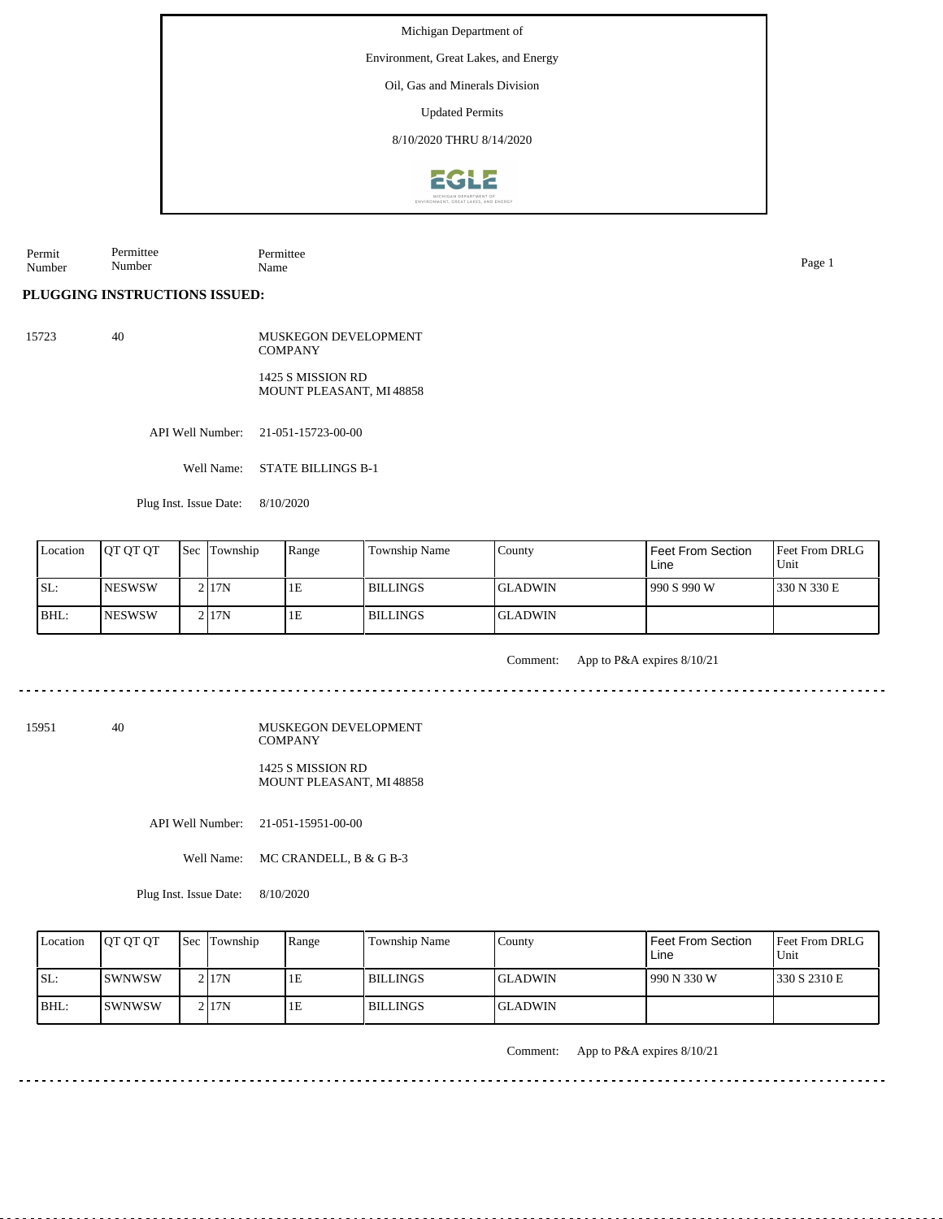Michigan Department of

Environment, Great Lakes, and Energy

Oil, Gas and Minerals Division

Updated Permits

8/10/2020 THRU 8/14/2020

| Permit Number | Permittee Number | Permittee Name |
|---|---|---|

**PLUGGING INSTRUCTIONS ISSUED:**

15723 &nbsp;&nbsp; 40 &nbsp;&nbsp; MUSKEGON DEVELOPMENT COMPANY

1425 S MISSION RD
MOUNT PLEASANT, MI 48858

API Well Number: 21-051-15723-00-00

Well Name: STATE BILLINGS B-1

Plug Inst. Issue Date: 8/10/2020

| Location | QT QT QT | Sec | Township | Range | Township Name | County | Feet From Section Line | Feet From DRLG Unit |
|---|---|---|---|---|---|---|---|---|
| SL: | NESWSW | 2 | 17N | 1E | BILLINGS | GLADWIN | 990 S 990 W | 330 N 330 E |
| BHL: | NESWSW | 2 | 17N | 1E | BILLINGS | GLADWIN | | |

Comment: App to P&A expires 8/10/21

---

15951 &nbsp;&nbsp; 40 &nbsp;&nbsp; MUSKEGON DEVELOPMENT COMPANY

1425 S MISSION RD
MOUNT PLEASANT, MI 48858

API Well Number: 21-051-15951-00-00

Well Name: MC CRANDELL, B & G B-3

Plug Inst. Issue Date: 8/10/2020

| Location | QT QT QT | Sec | Township | Range | Township Name | County | Feet From Section Line | Feet From DRLG Unit |
|---|---|---|---|---|---|---|---|---|
| SL: | SWNWSW | 2 | 17N | 1E | BILLINGS | GLADWIN | 990 N 330 W | 330 S 2310 E |
| BHL: | SWNWSW | 2 | 17N | 1E | BILLINGS | GLADWIN | | |

Comment: App to P&A expires 8/10/21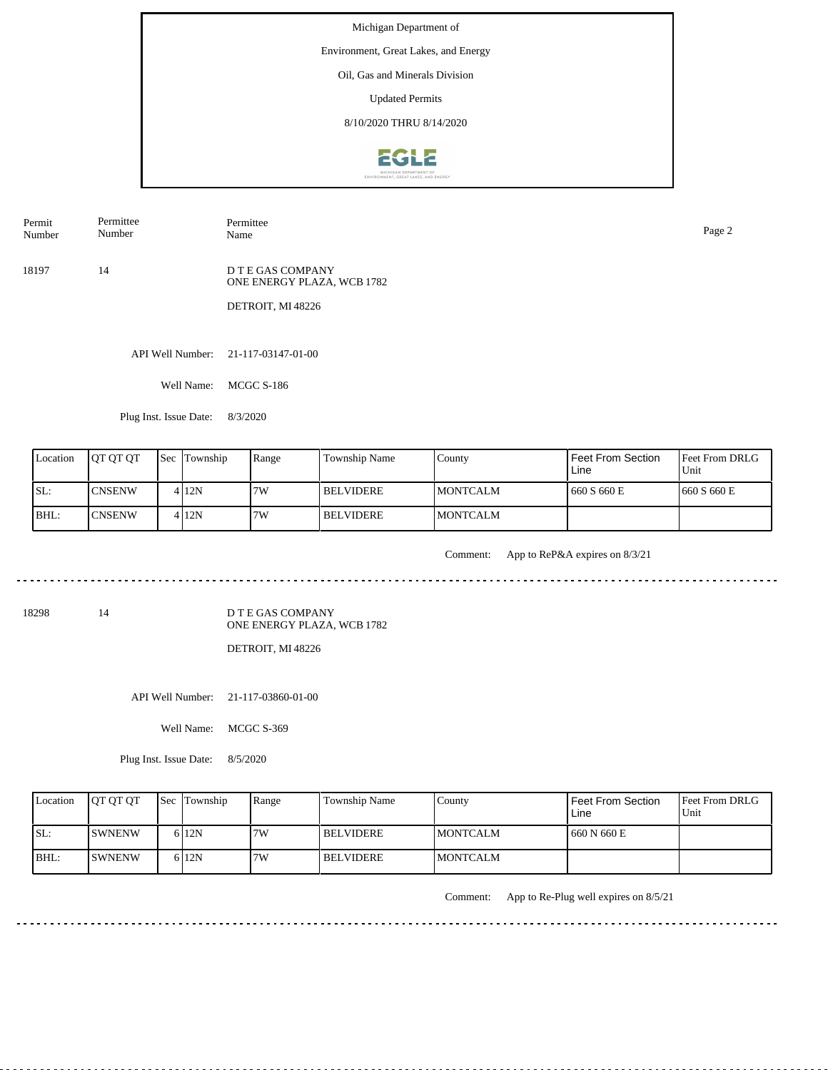Michigan Department of

Environment, Great Lakes, and Energy

Oil, Gas and Minerals Division

Updated Permits

8/10/2020 THRU 8/14/2020

| Permit Number | Permittee Number | Permittee Name |
|---|---|---|
| 18197 | 14 | D T E GAS COMPANY<br>ONE ENERGY PLAZA, WCB 1782<br>DETROIT, MI 48226 |

API Well Number: 21-117-03147-01-00

Well Name: MCGC S-186

Plug Inst. Issue Date: 8/3/2020

| Location | QT QT QT | Sec | Township | Range | Township Name | County | Feet From Section Line | Feet From DRLG Unit |
|---|---|---|---|---|---|---|---|---|
| SL: | CNSENW | 4 | 12N | 7W | BELVIDERE | MONTCALM | 660 S 660 E | 660 S 660 E |
| BHL: | CNSENW | 4 | 12N | 7W | BELVIDERE | MONTCALM | | |

Comment: App to ReP&A expires on 8/3/21

---

| Permit Number | Permittee Number | Permittee Name |
|---|---|---|
| 18298 | 14 | D T E GAS COMPANY<br>ONE ENERGY PLAZA, WCB 1782<br>DETROIT, MI 48226 |

API Well Number: 21-117-03860-01-00

Well Name: MCGC S-369

Plug Inst. Issue Date: 8/5/2020

| Location | QT QT QT | Sec | Township | Range | Township Name | County | Feet From Section Line | Feet From DRLG Unit |
|---|---|---|---|---|---|---|---|---|
| SL: | SWNENW | 6 | 12N | 7W | BELVIDERE | MONTCALM | 660 N 660 E | |
| BHL: | SWNENW | 6 | 12N | 7W | BELVIDERE | MONTCALM | | |

Comment: App to Re-Plug well expires on 8/5/21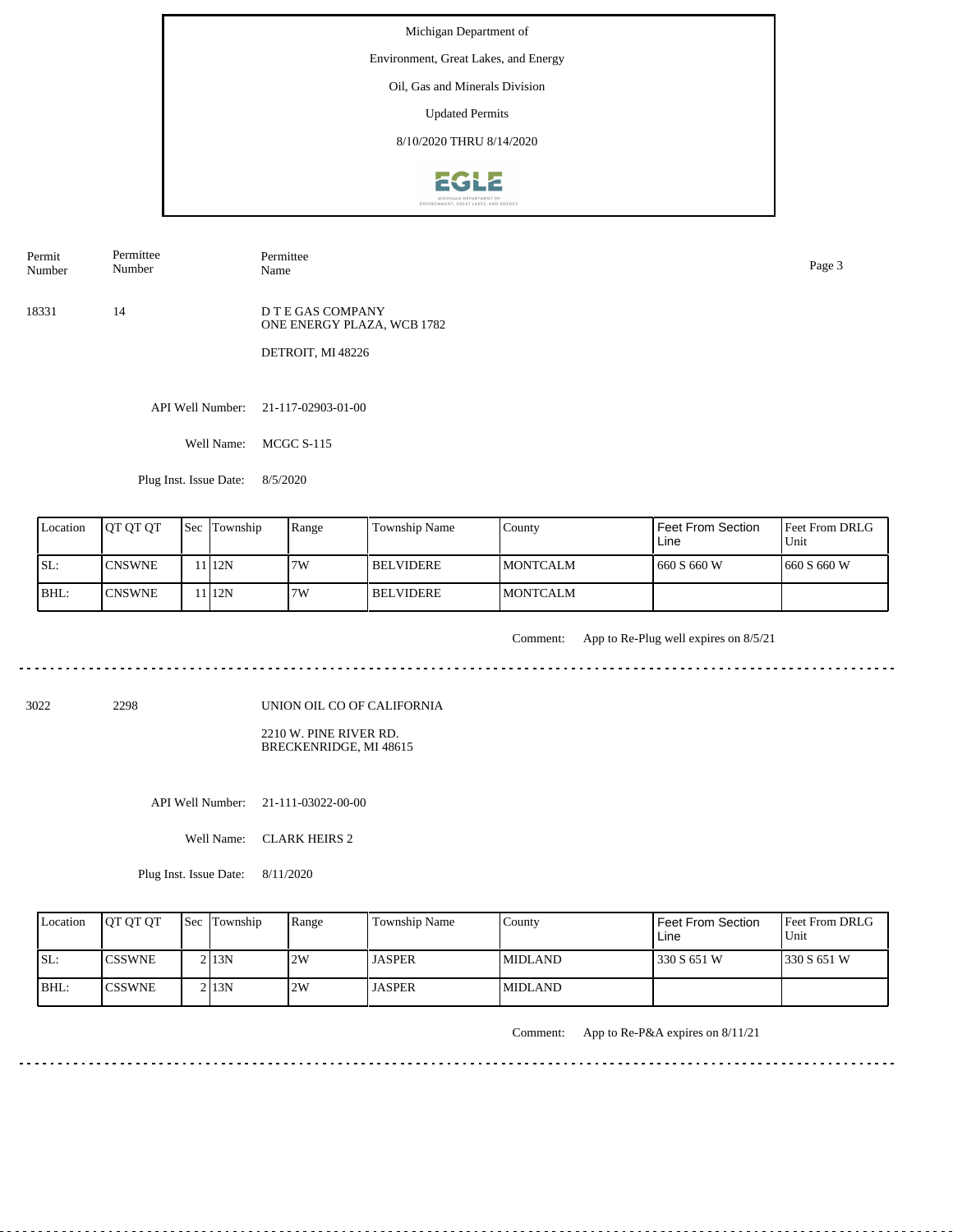Michigan Department of

Environment, Great Lakes, and Energy

Oil, Gas and Minerals Division

Updated Permits

8/10/2020 THRU 8/14/2020

| Permit Number | Permittee Number | Permittee Name |
|---|---|---|
| 18331 | 14 | D T E GAS COMPANY<br>ONE ENERGY PLAZA, WCB 1782<br><br>DETROIT, MI 48226 |

API Well Number: 21-117-02903-01-00

Well Name: MCGC S-115

Plug Inst. Issue Date: 8/5/2020

| Location | QT QT QT | Sec | Township | Range | Township Name | County | Feet From Section Line | Feet From DRLG Unit |
|---|---|---|---|---|---|---|---|---|
| SL: | CNSWNE | 11 | 12N | 7W | BELVIDERE | MONTCALM | 660 S 660 W | 660 S 660 W |
| BHL: | CNSWNE | 11 | 12N | 7W | BELVIDERE | MONTCALM | | |

Comment: App to Re-Plug well expires on 8/5/21

---

| Permit Number | Permittee Number | Permittee Name |
|---|---|---|
| 3022 | 2298 | UNION OIL CO OF CALIFORNIA<br><br>2210 W. PINE RIVER RD.<br>BRECKENRIDGE, MI 48615 |

API Well Number: 21-111-03022-00-00

Well Name: CLARK HEIRS 2

Plug Inst. Issue Date: 8/11/2020

| Location | QT QT QT | Sec | Township | Range | Township Name | County | Feet From Section Line | Feet From DRLG Unit |
|---|---|---|---|---|---|---|---|---|
| SL: | CSSWNE | 2 | 13N | 2W | JASPER | MIDLAND | 330 S 651 W | 330 S 651 W |
| BHL: | CSSWNE | 2 | 13N | 2W | JASPER | MIDLAND | | |

Comment: App to Re-P&A expires on 8/11/21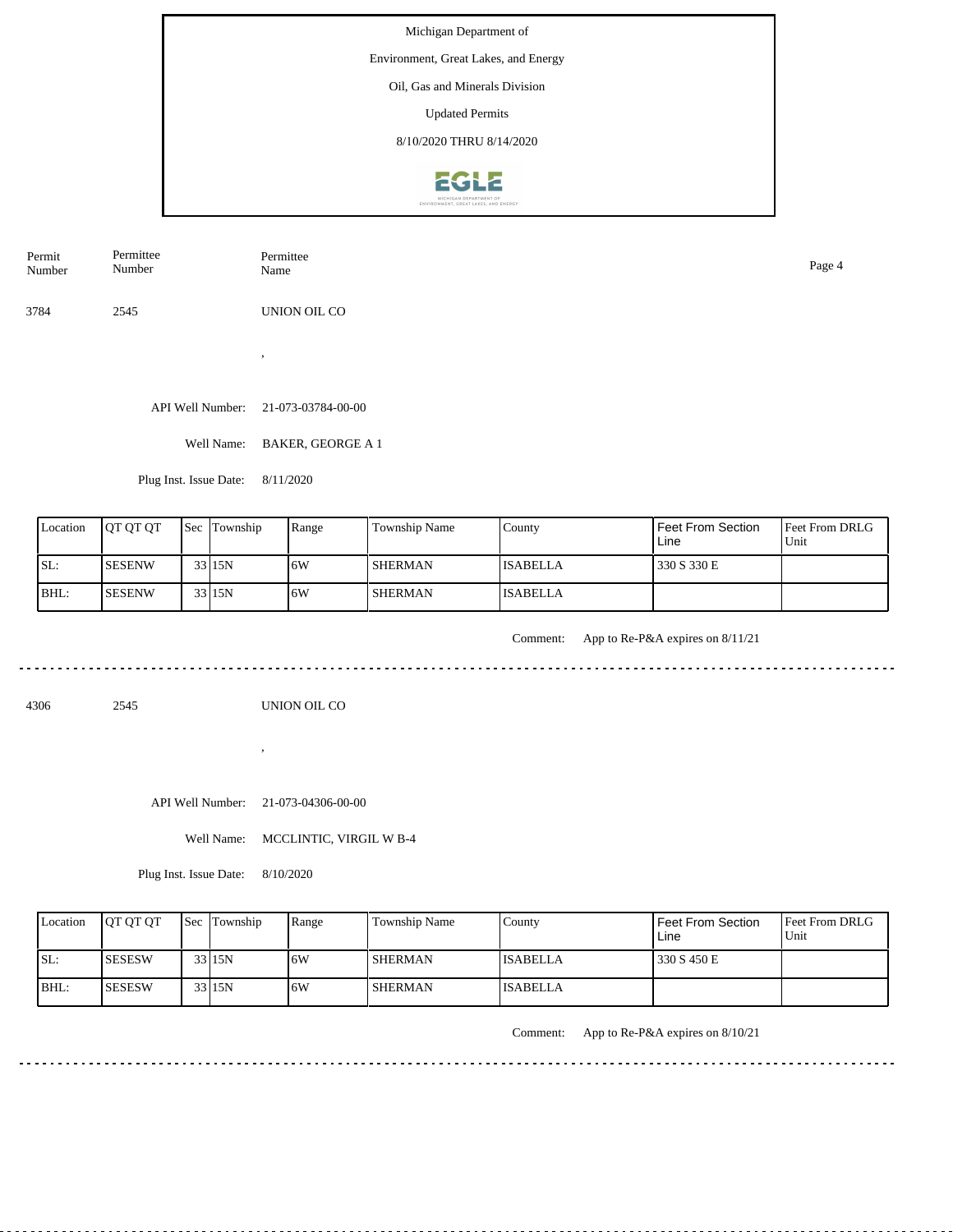Michigan Department of

Environment, Great Lakes, and Energy

Oil, Gas and Minerals Division

Updated Permits

8/10/2020 THRU 8/14/2020

| Permit Number | Permittee Number | Permittee Name |
|---|---|---|
| 3784 | 2545 | UNION OIL CO |

,

API Well Number: 21-073-03784-00-00

Well Name: BAKER, GEORGE A 1

Plug Inst. Issue Date: 8/11/2020

| Location | QT QT QT | Sec | Township | Range | Township Name | County | Feet From Section Line | Feet From DRLG Unit |
|---|---|---|---|---|---|---|---|---|
| SL: | SESENW | 33 | 15N | 6W | SHERMAN | ISABELLA | 330 S 330 E | |
| BHL: | SESENW | 33 | 15N | 6W | SHERMAN | ISABELLA | | |

Comment: App to Re-P&A expires on 8/11/21

---

| Permit Number | Permittee Number | Permittee Name |
|---|---|---|
| 4306 | 2545 | UNION OIL CO |

,

API Well Number: 21-073-04306-00-00

Well Name: MCCLINTIC, VIRGIL W B-4

Plug Inst. Issue Date: 8/10/2020

| Location | QT QT QT | Sec | Township | Range | Township Name | County | Feet From Section Line | Feet From DRLG Unit |
|---|---|---|---|---|---|---|---|---|
| SL: | SESESW | 33 | 15N | 6W | SHERMAN | ISABELLA | 330 S 450 E | |
| BHL: | SESESW | 33 | 15N | 6W | SHERMAN | ISABELLA | | |

Comment: App to Re-P&A expires on 8/10/21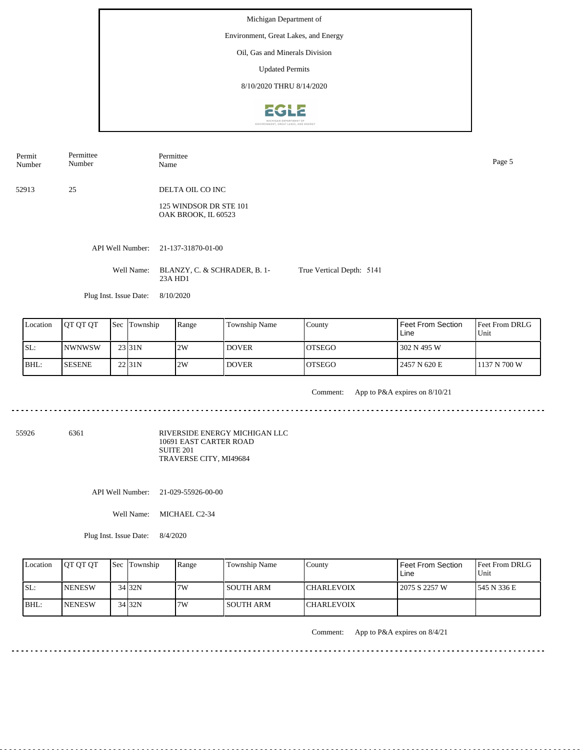Michigan Department of

Environment, Great Lakes, and Energy

Oil, Gas and Minerals Division

Updated Permits

8/10/2020 THRU 8/14/2020

| Permit Number | Permittee Number | Permittee Name |
|---|---|---|
| 52913 | 25 | DELTA OIL CO INC<br>125 WINDSOR DR STE 101<br>OAK BROOK, IL 60523 |

API Well Number: 21-137-31870-01-00

Well Name: BLANZY, C. & SCHRADER, B. 1-23A HD1

True Vertical Depth: 5141

Plug Inst. Issue Date: 8/10/2020

| Location | QT QT QT | Sec | Township | Range | Township Name | County | Feet From Section Line | Feet From DRLG Unit |
|---|---|---|---|---|---|---|---|---|
| SL: | NWNWSW | 23 | 31N | 2W | DOVER | OTSEGO | 302 N 495 W | |
| BHL: | SESENE | 22 | 31N | 2W | DOVER | OTSEGO | 2457 N 620 E | 1137 N 700 W |

Comment: App to P&A expires on 8/10/21

---

| Permit Number | Permittee Number | Permittee Name |
|---|---|---|
| 55926 | 6361 | RIVERSIDE ENERGY MICHIGAN LLC<br>10691 EAST CARTER ROAD<br>SUITE 201<br>TRAVERSE CITY, MI49684 |

API Well Number: 21-029-55926-00-00

Well Name: MICHAEL C2-34

Plug Inst. Issue Date: 8/4/2020

| Location | QT QT QT | Sec | Township | Range | Township Name | County | Feet From Section Line | Feet From DRLG Unit |
|---|---|---|---|---|---|---|---|---|
| SL: | NENESW | 34 | 32N | 7W | SOUTH ARM | CHARLEVOIX | 2075 S 2257 W | 545 N 336 E |
| BHL: | NENESW | 34 | 32N | 7W | SOUTH ARM | CHARLEVOIX | | |

Comment: App to P&A expires on 8/4/21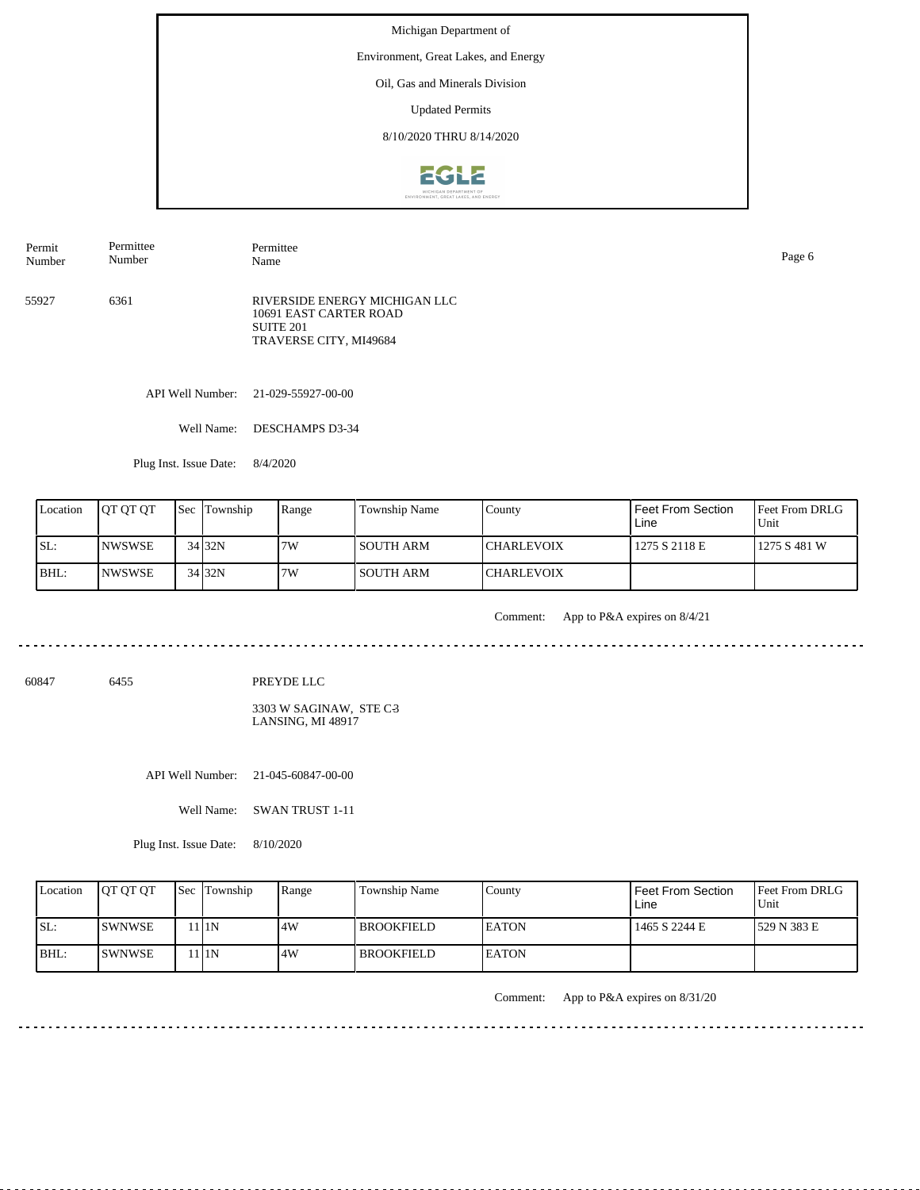Michigan Department of

Environment, Great Lakes, and Energy

Oil, Gas and Minerals Division

Updated Permits

8/10/2020 THRU 8/14/2020

| Permit Number | Permittee Number | Permittee Name |
|---|---|---|
| 55927 | 6361 | RIVERSIDE ENERGY MICHIGAN LLC<br>10691 EAST CARTER ROAD<br>SUITE 201<br>TRAVERSE CITY, MI49684 |

API Well Number: 21-029-55927-00-00

Well Name: DESCHAMPS D3-34

Plug Inst. Issue Date: 8/4/2020

| Location | QT QT QT | Sec | Township | Range | Township Name | County | Feet From Section Line | Feet From DRLG Unit |
|---|---|---|---|---|---|---|---|---|
| SL: | NWSWSE | 34 | 32N | 7W | SOUTH ARM | CHARLEVOIX | 1275 S 2118 E | 1275 S 481 W |
| BHL: | NWSWSE | 34 | 32N | 7W | SOUTH ARM | CHARLEVOIX | | |

Comment: App to P&A expires on 8/4/21

---

| Permit Number | Permittee Number | Permittee Name |
|---|---|---|
| 60847 | 6455 | PREYDE LLC<br>3303 W SAGINAW, STE C-3<br>LANSING, MI 48917 |

API Well Number: 21-045-60847-00-00

Well Name: SWAN TRUST 1-11

Plug Inst. Issue Date: 8/10/2020

| Location | QT QT QT | Sec | Township | Range | Township Name | County | Feet From Section Line | Feet From DRLG Unit |
|---|---|---|---|---|---|---|---|---|
| SL: | SWNWSE | 11 | 1N | 4W | BROOKFIELD | EATON | 1465 S 2244 E | 529 N 383 E |
| BHL: | SWNWSE | 11 | 1N | 4W | BROOKFIELD | EATON | | |

Comment: App to P&A expires on 8/31/20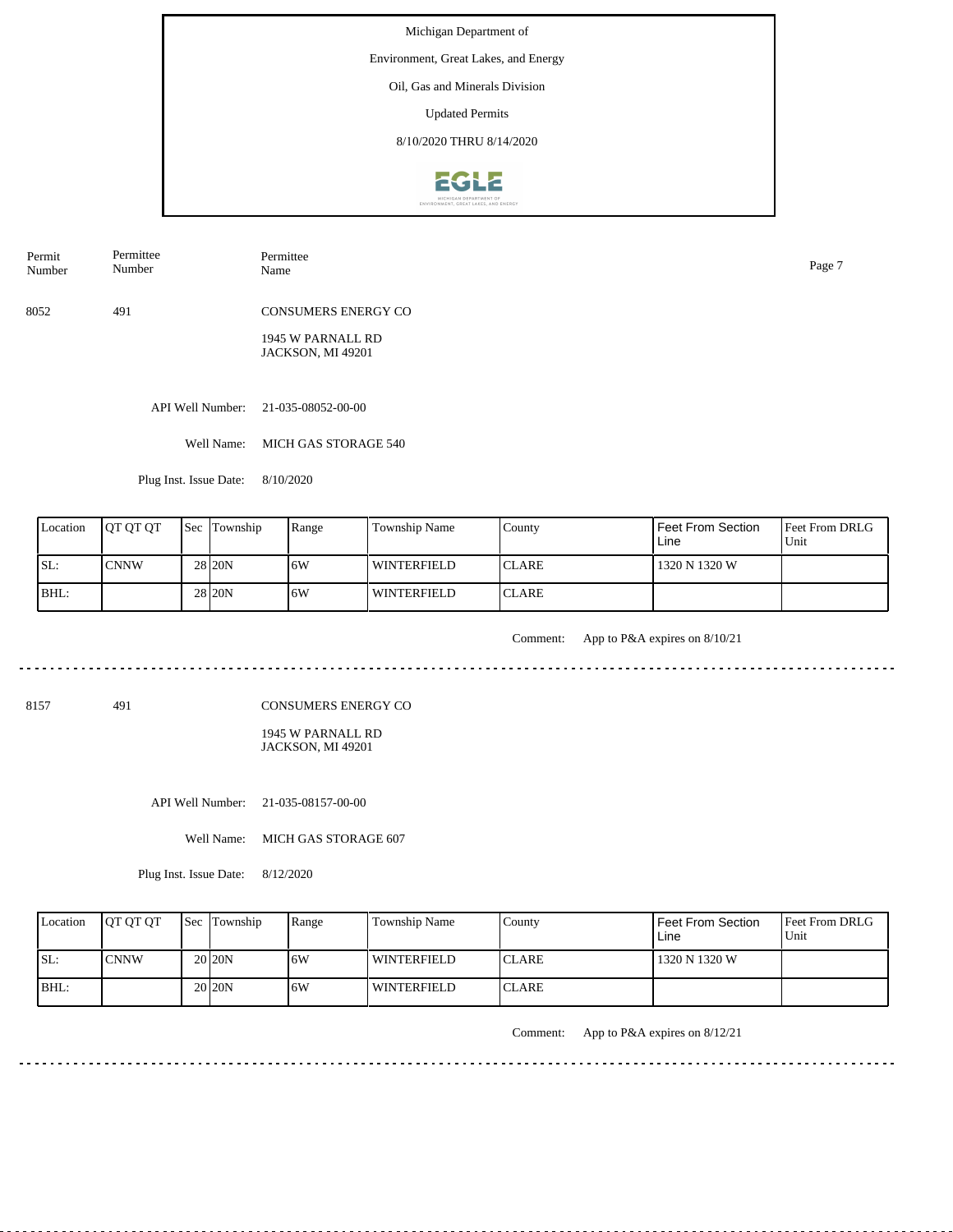Michigan Department of

Environment, Great Lakes, and Energy

Oil, Gas and Minerals Division

Updated Permits

8/10/2020 THRU 8/14/2020

| Permit Number | Permittee Number | Permittee Name |
|---|---|---|
| 8052 | 491 | CONSUMERS ENERGY CO<br>1945 W PARNALL RD<br>JACKSON, MI 49201 |

API Well Number: 21-035-08052-00-00

Well Name: MICH GAS STORAGE 540

Plug Inst. Issue Date: 8/10/2020

| Location | QT QT QT | Sec | Township | Range | Township Name | County | Feet From Section Line | Feet From DRLG Unit |
|---|---|---|---|---|---|---|---|---|
| SL: | CNNW | 28 | 20N | 6W | WINTERFIELD | CLARE | 1320 N 1320 W | |
| BHL: | | 28 | 20N | 6W | WINTERFIELD | CLARE | | |

Comment: App to P&A expires on 8/10/21

---

| Permit Number | Permittee Number | Permittee Name |
|---|---|---|
| 8157 | 491 | CONSUMERS ENERGY CO<br>1945 W PARNALL RD<br>JACKSON, MI 49201 |

API Well Number: 21-035-08157-00-00

Well Name: MICH GAS STORAGE 607

Plug Inst. Issue Date: 8/12/2020

| Location | QT QT QT | Sec | Township | Range | Township Name | County | Feet From Section Line | Feet From DRLG Unit |
|---|---|---|---|---|---|---|---|---|
| SL: | CNNW | 20 | 20N | 6W | WINTERFIELD | CLARE | 1320 N 1320 W | |
| BHL: | | 20 | 20N | 6W | WINTERFIELD | CLARE | | |

Comment: App to P&A expires on 8/12/21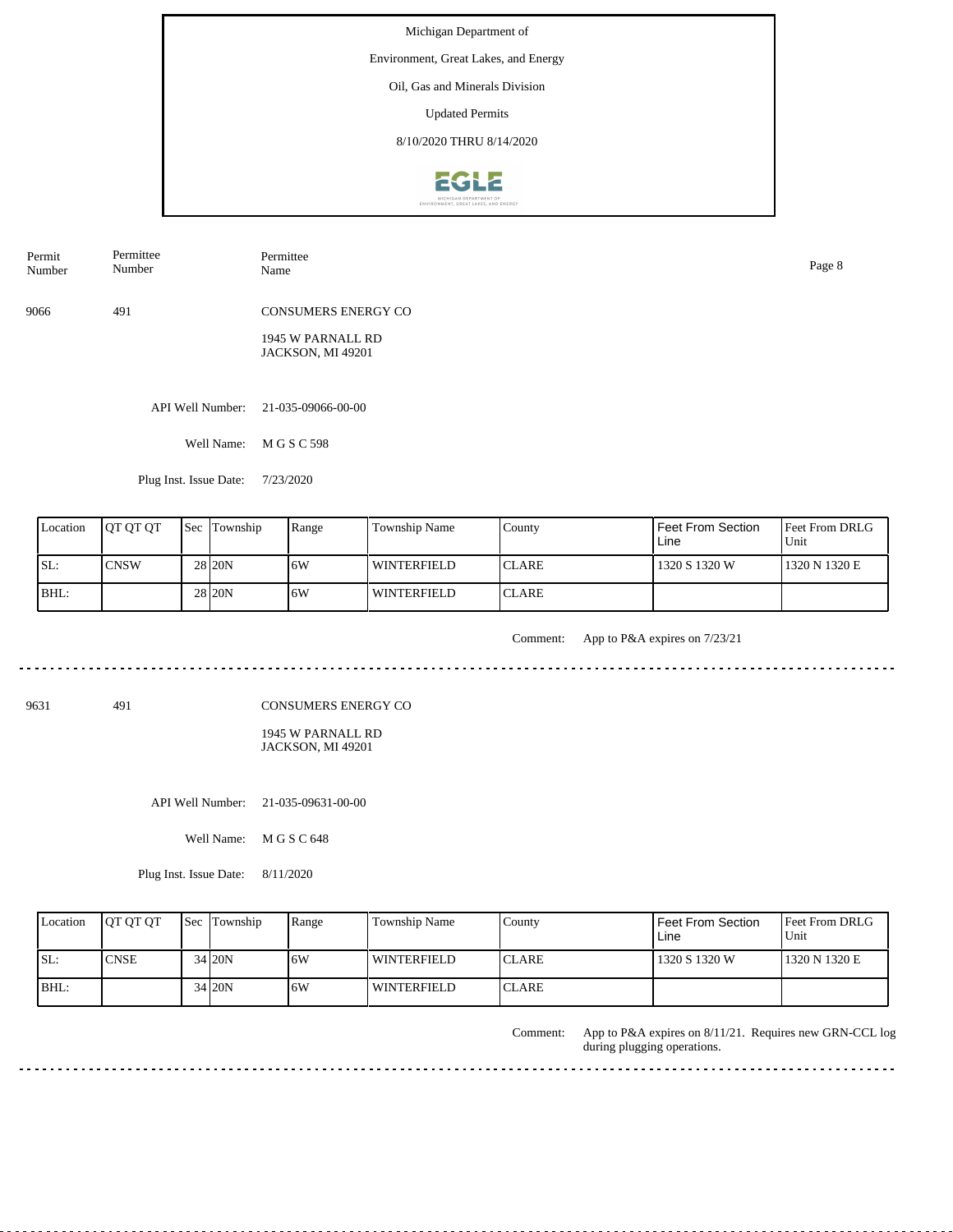Michigan Department of

Environment, Great Lakes, and Energy

Oil, Gas and Minerals Division

Updated Permits

8/10/2020 THRU 8/14/2020

| Permit Number | Permittee Number | Permittee Name |
|---|---|---|
| 9066 | 491 | CONSUMERS ENERGY CO<br>1945 W PARNALL RD<br>JACKSON, MI 49201 |

API Well Number: 21-035-09066-00-00

Well Name: M G S C 598

Plug Inst. Issue Date: 7/23/2020

| Location | QT QT QT | Sec | Township | Range | Township Name | County | Feet From Section Line | Feet From DRLG Unit |
|---|---|---|---|---|---|---|---|---|
| SL: | CNSW | 28 | 20N | 6W | WINTERFIELD | CLARE | 1320 S 1320 W | 1320 N 1320 E |
| BHL: | | 28 | 20N | 6W | WINTERFIELD | CLARE | | |

Comment: App to P&A expires on 7/23/21

---

| Permit Number | Permittee Number | Permittee Name |
|---|---|---|
| 9631 | 491 | CONSUMERS ENERGY CO<br>1945 W PARNALL RD<br>JACKSON, MI 49201 |

API Well Number: 21-035-09631-00-00

Well Name: M G S C 648

Plug Inst. Issue Date: 8/11/2020

| Location | QT QT QT | Sec | Township | Range | Township Name | County | Feet From Section Line | Feet From DRLG Unit |
|---|---|---|---|---|---|---|---|---|
| SL: | CNSE | 34 | 20N | 6W | WINTERFIELD | CLARE | 1320 S 1320 W | 1320 N 1320 E |
| BHL: | | 34 | 20N | 6W | WINTERFIELD | CLARE | | |

Comment: App to P&A expires on 8/11/21. Requires new GRN-CCL log during plugging operations.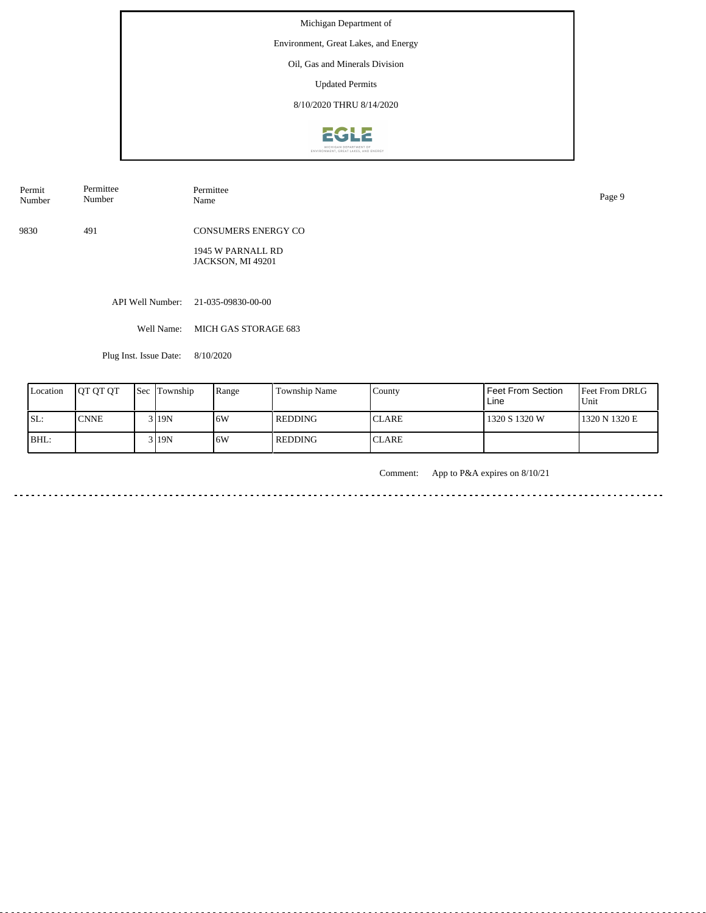Michigan Department of

Environment, Great Lakes, and Energy

Oil, Gas and Minerals Division

Updated Permits

8/10/2020 THRU 8/14/2020

| Permit Number | Permittee Number | Permittee Name |
|---|---|---|
| 9830 | 491 | CONSUMERS ENERGY CO<br>1945 W PARNALL RD<br>JACKSON, MI 49201 |

API Well Number: 21-035-09830-00-00

Well Name: MICH GAS STORAGE 683

Plug Inst. Issue Date: 8/10/2020

| Location | QT QT QT | Sec | Township | Range | Township Name | County | Feet From Section Line | Feet From DRLG Unit |
|---|---|---|---|---|---|---|---|---|
| SL: | CNNE | 3 | 19N | 6W | REDDING | CLARE | 1320 S 1320 W | 1320 N 1320 E |
| BHL: | | 3 | 19N | 6W | REDDING | CLARE | | |

Comment: App to P&A expires on 8/10/21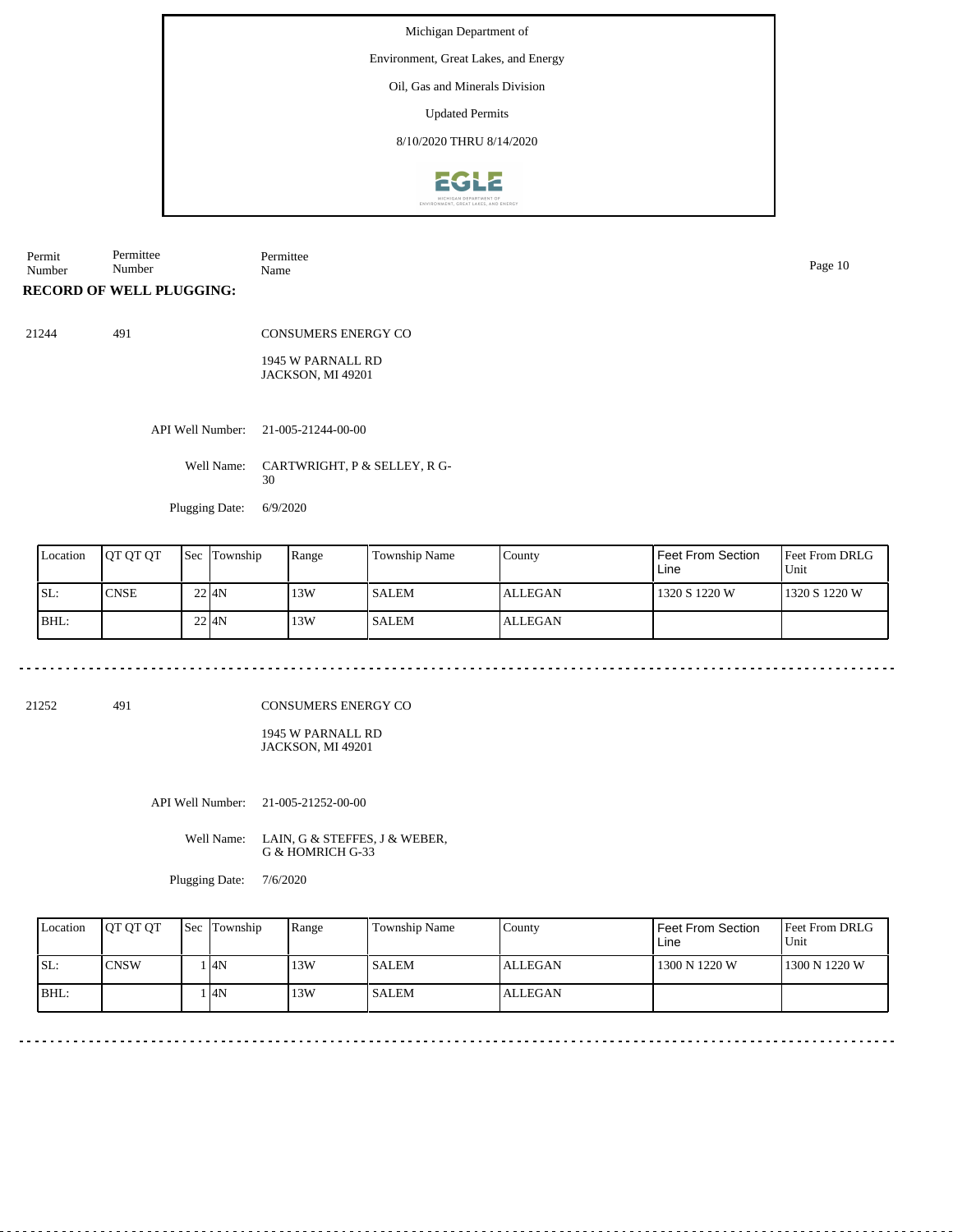Michigan Department of

Environment, Great Lakes, and Energy

Oil, Gas and Minerals Division

Updated Permits

8/10/2020 THRU 8/14/2020

| Permit Number | Permittee Number | Permittee Name |
|---|---|---|

**RECORD OF WELL PLUGGING:**

21244 491 CONSUMERS ENERGY CO

1945 W PARNALL RD
JACKSON, MI 49201

API Well Number: 21-005-21244-00-00

Well Name: CARTWRIGHT, P & SELLEY, R G-30

Plugging Date: 6/9/2020

| Location | QT QT QT | Sec | Township | Range | Township Name | County | Feet From Section Line | Feet From DRLG Unit |
|---|---|---|---|---|---|---|---|---|
| SL: | CNSE | 22 | 4N | 13W | SALEM | ALLEGAN | 1320 S 1220 W | 1320 S 1220 W |
| BHL: | | 22 | 4N | 13W | SALEM | ALLEGAN | | |

---

21252 491 CONSUMERS ENERGY CO

1945 W PARNALL RD
JACKSON, MI 49201

API Well Number: 21-005-21252-00-00

Well Name: LAIN, G & STEFFES, J & WEBER, G & HOMRICH G-33

Plugging Date: 7/6/2020

| Location | QT QT QT | Sec | Township | Range | Township Name | County | Feet From Section Line | Feet From DRLG Unit |
|---|---|---|---|---|---|---|---|---|
| SL: | CNSW | 1 | 4N | 13W | SALEM | ALLEGAN | 1300 N 1220 W | 1300 N 1220 W |
| BHL: | | 1 | 4N | 13W | SALEM | ALLEGAN | | |

---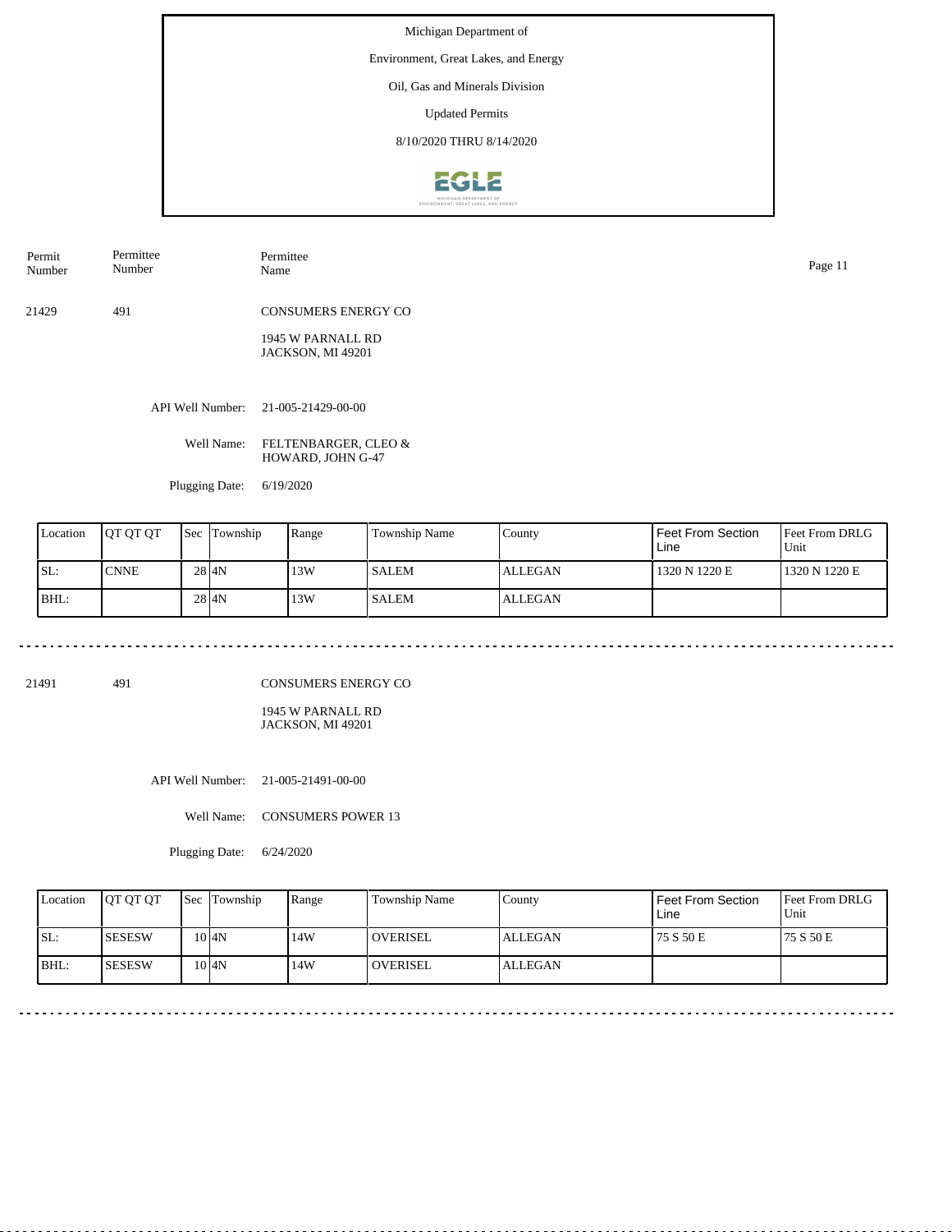Michigan Department of

Environment, Great Lakes, and Energy

Oil, Gas and Minerals Division

Updated Permits

8/10/2020 THRU 8/14/2020

| Permit Number | Permittee Number | Permittee Name |
|---|---|---|
| 21429 | 491 | CONSUMERS ENERGY CO<br>1945 W PARNALL RD<br>JACKSON, MI 49201 |

API Well Number: 21-005-21429-00-00

Well Name: FELTENBARGER, CLEO & HOWARD, JOHN G-47

Plugging Date: 6/19/2020

| Location | QT QT QT | Sec | Township | Range | Township Name | County | Feet From Section Line | Feet From DRLG Unit |
|---|---|---|---|---|---|---|---|---|
| SL: | CNNE | 28 | 4N | 13W | SALEM | ALLEGAN | 1320 N 1220 E | 1320 N 1220 E |
| BHL: | | 28 | 4N | 13W | SALEM | ALLEGAN | | |

---

| Permit Number | Permittee Number | Permittee Name |
|---|---|---|
| 21491 | 491 | CONSUMERS ENERGY CO<br>1945 W PARNALL RD<br>JACKSON, MI 49201 |

API Well Number: 21-005-21491-00-00

Well Name: CONSUMERS POWER 13

Plugging Date: 6/24/2020

| Location | QT QT QT | Sec | Township | Range | Township Name | County | Feet From Section Line | Feet From DRLG Unit |
|---|---|---|---|---|---|---|---|---|
| SL: | SESESW | 10 | 4N | 14W | OVERISEL | ALLEGAN | 75 S 50 E | 75 S 50 E |
| BHL: | SESESW | 10 | 4N | 14W | OVERISEL | ALLEGAN | | |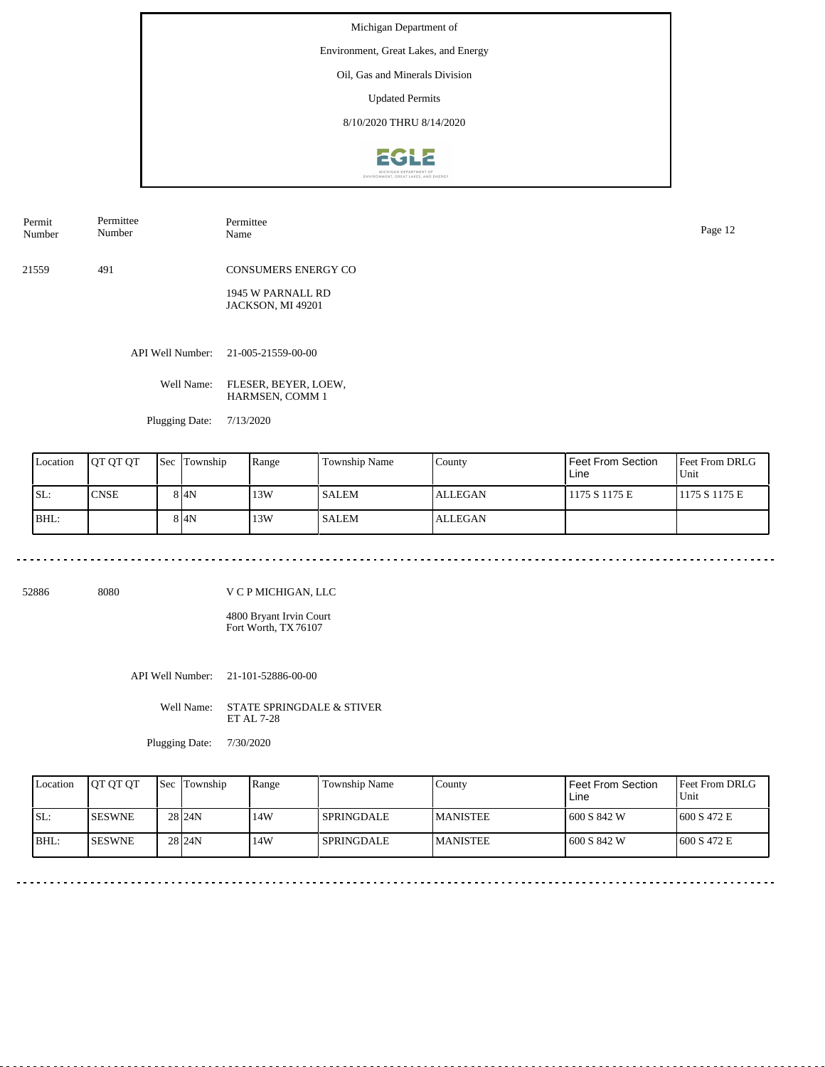Michigan Department of

Environment, Great Lakes, and Energy

Oil, Gas and Minerals Division

Updated Permits

8/10/2020 THRU 8/14/2020

| Permit Number | Permittee Number | Permittee Name |
|---|---|---|
| 21559 | 491 | CONSUMERS ENERGY CO<br>1945 W PARNALL RD<br>JACKSON, MI 49201 |

API Well Number: 21-005-21559-00-00

Well Name: FLESER, BEYER, LOEW, HARMSEN, COMM 1

Plugging Date: 7/13/2020

| Location | QT QT QT | Sec | Township | Range | Township Name | County | Feet From Section Line | Feet From DRLG Unit |
|---|---|---|---|---|---|---|---|---|
| SL: | CNSE | 8 | 4N | 13W | SALEM | ALLEGAN | 1175 S 1175 E | 1175 S 1175 E |
| BHL: | | 8 | 4N | 13W | SALEM | ALLEGAN | | |

---

| Permit Number | Permittee Number | Permittee Name |
|---|---|---|
| 52886 | 8080 | V C P MICHIGAN, LLC<br>4800 Bryant Irvin Court<br>Fort Worth, TX 76107 |

API Well Number: 21-101-52886-00-00

Well Name: STATE SPRINGDALE & STIVER ET AL 7-28

Plugging Date: 7/30/2020

| Location | QT QT QT | Sec | Township | Range | Township Name | County | Feet From Section Line | Feet From DRLG Unit |
|---|---|---|---|---|---|---|---|---|
| SL: | SESWNE | 28 | 24N | 14W | SPRINGDALE | MANISTEE | 600 S 842 W | 600 S 472 E |
| BHL: | SESWNE | 28 | 24N | 14W | SPRINGDALE | MANISTEE | 600 S 842 W | 600 S 472 E |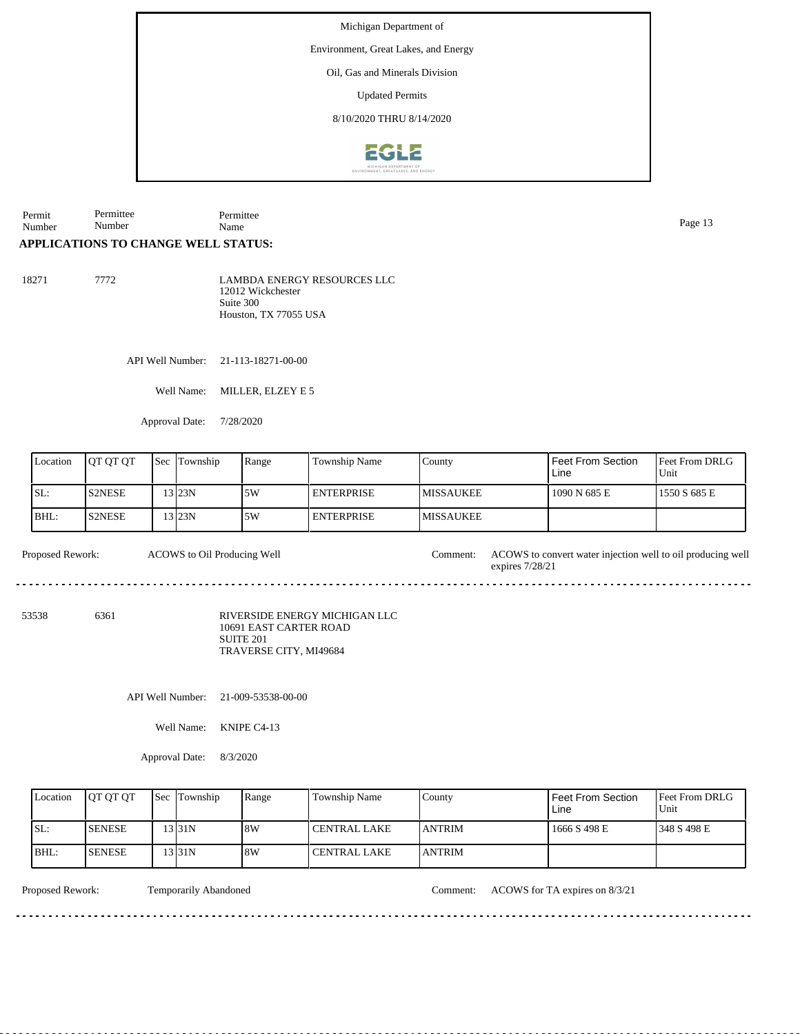Michigan Department of

Environment, Great Lakes, and Energy

Oil, Gas and Minerals Division

Updated Permits

8/10/2020 THRU 8/14/2020

| Permit Number | Permittee Number | Permittee Name |
|---|---|---|

**APPLICATIONS TO CHANGE WELL STATUS:**

18271 7772 LAMBDA ENERGY RESOURCES LLC
12012 Wickchester
Suite 300
Houston, TX 77055 USA

API Well Number: 21-113-18271-00-00

Well Name: MILLER, ELZEY E 5

Approval Date: 7/28/2020

| Location | QT QT QT | Sec | Township | Range | Township Name | County | Feet From Section Line | Feet From DRLG Unit |
|---|---|---|---|---|---|---|---|---|
| SL: | S2NESE | 13 | 23N | 5W | ENTERPRISE | MISSAUKEE | 1090 N 685 E | 1550 S 685 E |
| BHL: | S2NESE | 13 | 23N | 5W | ENTERPRISE | MISSAUKEE | | |

Proposed Rework: ACOWS to Oil Producing Well

Comment: ACOWS to convert water injection well to oil producing well expires 7/28/21

---

53538 6361 RIVERSIDE ENERGY MICHIGAN LLC
10691 EAST CARTER ROAD
SUITE 201
TRAVERSE CITY, MI49684

API Well Number: 21-009-53538-00-00

Well Name: KNIPE C4-13

Approval Date: 8/3/2020

| Location | QT QT QT | Sec | Township | Range | Township Name | County | Feet From Section Line | Feet From DRLG Unit |
|---|---|---|---|---|---|---|---|---|
| SL: | SENESE | 13 | 31N | 8W | CENTRAL LAKE | ANTRIM | 1666 S 498 E | 348 S 498 E |
| BHL: | SENESE | 13 | 31N | 8W | CENTRAL LAKE | ANTRIM | | |

Proposed Rework: Temporarily Abandoned

Comment: ACOWS for TA expires on 8/3/21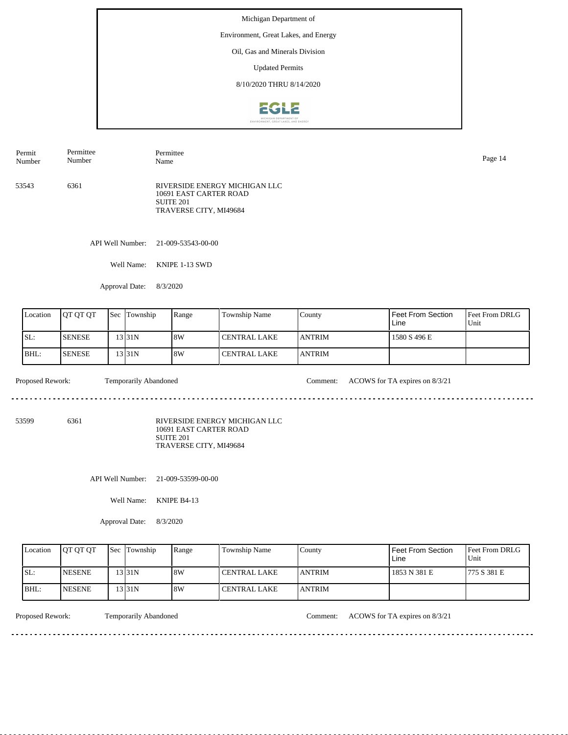Michigan Department of

Environment, Great Lakes, and Energy

Oil, Gas and Minerals Division

Updated Permits

8/10/2020 THRU 8/14/2020

| Permit Number | Permittee Number | Permittee Name |
|---|---|---|
| 53543 | 6361 | RIVERSIDE ENERGY MICHIGAN LLC<br>10691 EAST CARTER ROAD<br>SUITE 201<br>TRAVERSE CITY, MI49684 |

API Well Number: 21-009-53543-00-00

Well Name: KNIPE 1-13 SWD

Approval Date: 8/3/2020

| Location | QT QT QT | Sec | Township | Range | Township Name | County | Feet From Section Line | Feet From DRLG Unit |
|---|---|---|---|---|---|---|---|---|
| SL: | SENESE | 13 | 31N | 8W | CENTRAL LAKE | ANTRIM | 1580 S 496 E | |
| BHL: | SENESE | 13 | 31N | 8W | CENTRAL LAKE | ANTRIM | | |

Proposed Rework: Temporarily Abandoned

Comment: ACOWS for TA expires on 8/3/21

---

| Permit Number | Permittee Number | Permittee Name |
|---|---|---|
| 53599 | 6361 | RIVERSIDE ENERGY MICHIGAN LLC<br>10691 EAST CARTER ROAD<br>SUITE 201<br>TRAVERSE CITY, MI49684 |

API Well Number: 21-009-53599-00-00

Well Name: KNIPE B4-13

Approval Date: 8/3/2020

| Location | QT QT QT | Sec | Township | Range | Township Name | County | Feet From Section Line | Feet From DRLG Unit |
|---|---|---|---|---|---|---|---|---|
| SL: | NESENE | 13 | 31N | 8W | CENTRAL LAKE | ANTRIM | 1853 N 381 E | 775 S 381 E |
| BHL: | NESENE | 13 | 31N | 8W | CENTRAL LAKE | ANTRIM | | |

Proposed Rework: Temporarily Abandoned

Comment: ACOWS for TA expires on 8/3/21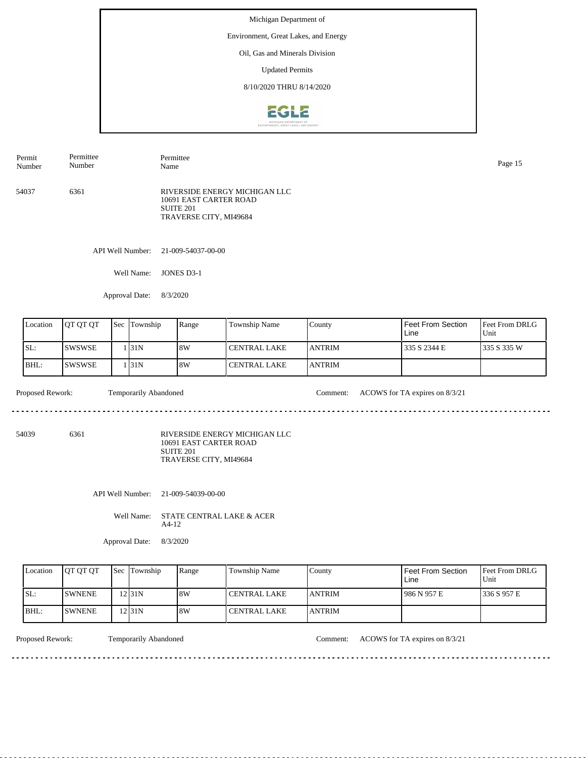Michigan Department of

Environment, Great Lakes, and Energy

Oil, Gas and Minerals Division

Updated Permits

8/10/2020 THRU 8/14/2020

| Permit Number | Permittee Number | Permittee Name |
|---|---|---|
| 54037 | 6361 | RIVERSIDE ENERGY MICHIGAN LLC<br>10691 EAST CARTER ROAD<br>SUITE 201<br>TRAVERSE CITY, MI49684 |

API Well Number: 21-009-54037-00-00

Well Name: JONES D3-1

Approval Date: 8/3/2020

| Location | QT QT QT | Sec | Township | Range | Township Name | County | Feet From Section Line | Feet From DRLG Unit |
|---|---|---|---|---|---|---|---|---|
| SL: | SWSWSE | 1 | 31N | 8W | CENTRAL LAKE | ANTRIM | 335 S 2344 E | 335 S 335 W |
| BHL: | SWSWSE | 1 | 31N | 8W | CENTRAL LAKE | ANTRIM | | |

Proposed Rework: Temporarily Abandoned

Comment: ACOWS for TA expires on 8/3/21

---

| Permit Number | Permittee Number | Permittee Name |
|---|---|---|
| 54039 | 6361 | RIVERSIDE ENERGY MICHIGAN LLC<br>10691 EAST CARTER ROAD<br>SUITE 201<br>TRAVERSE CITY, MI49684 |

API Well Number: 21-009-54039-00-00

Well Name: STATE CENTRAL LAKE & ACER A4-12

Approval Date: 8/3/2020

| Location | QT QT QT | Sec | Township | Range | Township Name | County | Feet From Section Line | Feet From DRLG Unit |
|---|---|---|---|---|---|---|---|---|
| SL: | SWNENE | 12 | 31N | 8W | CENTRAL LAKE | ANTRIM | 986 N 957 E | 336 S 957 E |
| BHL: | SWNENE | 12 | 31N | 8W | CENTRAL LAKE | ANTRIM | | |

Proposed Rework: Temporarily Abandoned

Comment: ACOWS for TA expires on 8/3/21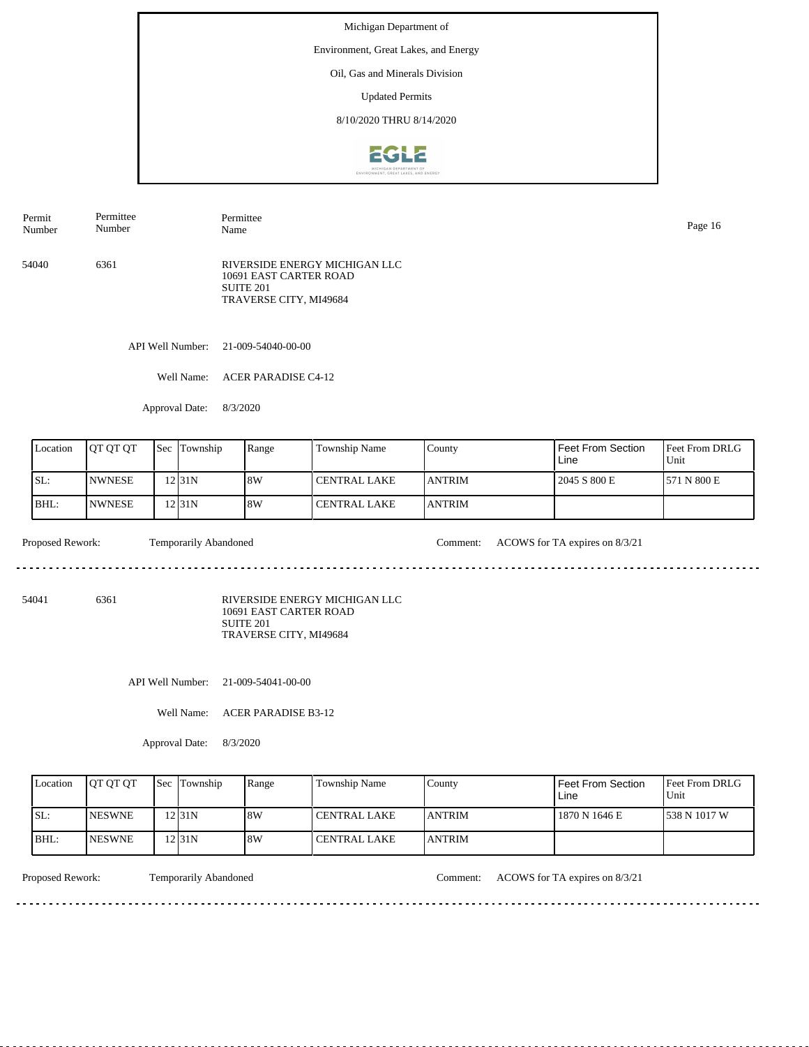Michigan Department of

Environment, Great Lakes, and Energy

Oil, Gas and Minerals Division

Updated Permits

8/10/2020 THRU 8/14/2020

| Permit Number | Permittee Number | Permittee Name |
|---|---|---|

54040 6361 RIVERSIDE ENERGY MICHIGAN LLC
10691 EAST CARTER ROAD
SUITE 201
TRAVERSE CITY, MI49684

API Well Number: 21-009-54040-00-00

Well Name: ACER PARADISE C4-12

Approval Date: 8/3/2020

| Location | QT QT QT | Sec | Township | Range | Township Name | County | Feet From Section Line | Feet From DRLG Unit |
|---|---|---|---|---|---|---|---|---|
| SL: | NWNESE | 12 | 31N | 8W | CENTRAL LAKE | ANTRIM | 2045 S 800 E | 571 N 800 E |
| BHL: | NWNESE | 12 | 31N | 8W | CENTRAL LAKE | ANTRIM | | |

Proposed Rework: Temporarily Abandoned Comment: ACOWS for TA expires on 8/3/21

54041 6361 RIVERSIDE ENERGY MICHIGAN LLC
10691 EAST CARTER ROAD
SUITE 201
TRAVERSE CITY, MI49684

API Well Number: 21-009-54041-00-00

Well Name: ACER PARADISE B3-12

Approval Date: 8/3/2020

| Location | QT QT QT | Sec | Township | Range | Township Name | County | Feet From Section Line | Feet From DRLG Unit |
|---|---|---|---|---|---|---|---|---|
| SL: | NESWNE | 12 | 31N | 8W | CENTRAL LAKE | ANTRIM | 1870 N 1646 E | 538 N 1017 W |
| BHL: | NESWNE | 12 | 31N | 8W | CENTRAL LAKE | ANTRIM | | |

Proposed Rework: Temporarily Abandoned Comment: ACOWS for TA expires on 8/3/21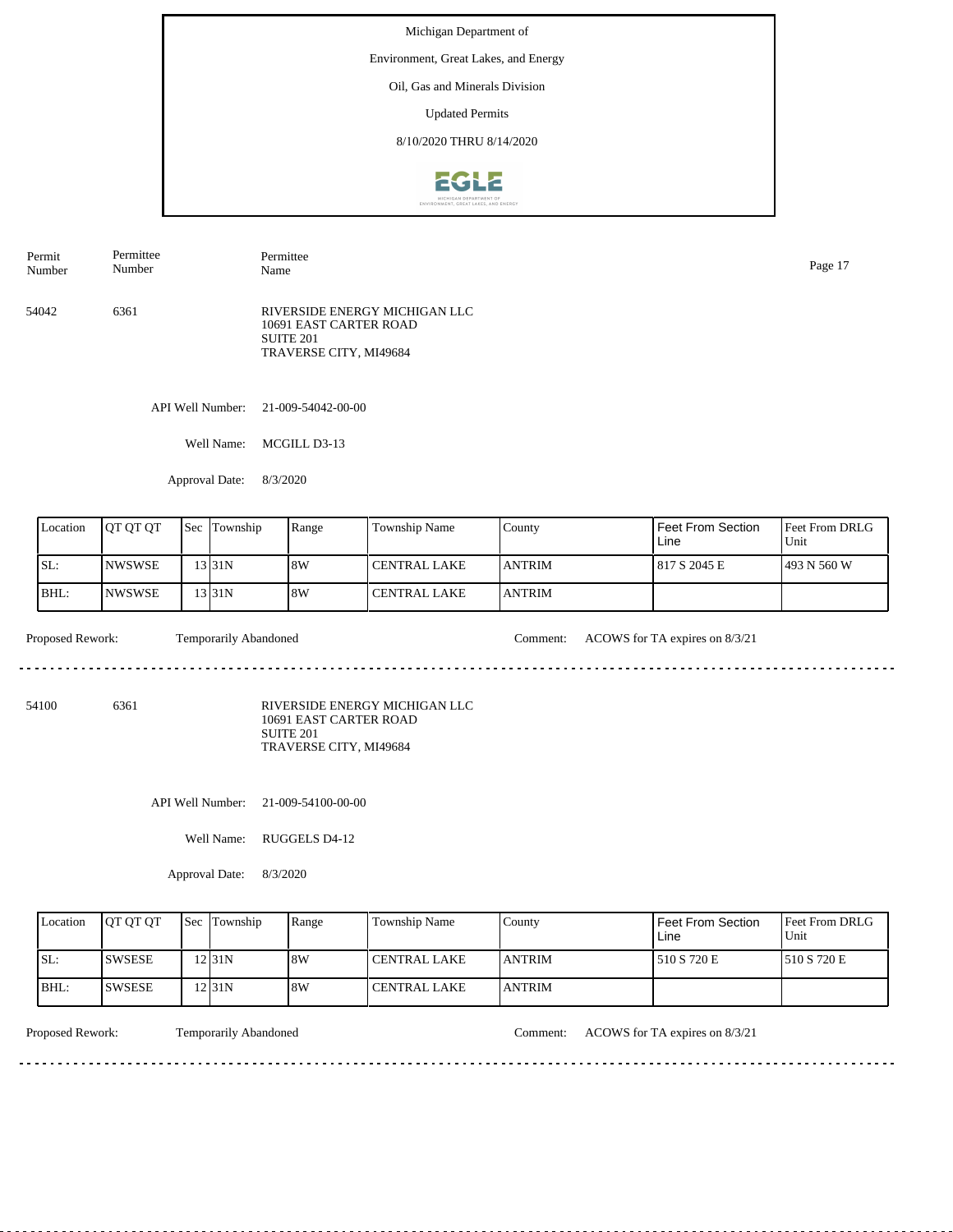Michigan Department of

Environment, Great Lakes, and Energy

Oil, Gas and Minerals Division

Updated Permits

8/10/2020 THRU 8/14/2020

| Permit Number | Permittee Number | Permittee Name |
|---|---|---|
| 54042 | 6361 | RIVERSIDE ENERGY MICHIGAN LLC<br>10691 EAST CARTER ROAD<br>SUITE 201<br>TRAVERSE CITY, MI49684 |

API Well Number: 21-009-54042-00-00

Well Name: MCGILL D3-13

Approval Date: 8/3/2020

| Location | QT QT QT | Sec | Township | Range | Township Name | County | Feet From Section Line | Feet From DRLG Unit |
|---|---|---|---|---|---|---|---|---|
| SL: | NWSWSE | 13 | 31N | 8W | CENTRAL LAKE | ANTRIM | 817 S 2045 E | 493 N 560 W |
| BHL: | NWSWSE | 13 | 31N | 8W | CENTRAL LAKE | ANTRIM | | |

Proposed Rework: Temporarily Abandoned

Comment: ACOWS for TA expires on 8/3/21

---

| Permit Number | Permittee Number | Permittee Name |
|---|---|---|
| 54100 | 6361 | RIVERSIDE ENERGY MICHIGAN LLC<br>10691 EAST CARTER ROAD<br>SUITE 201<br>TRAVERSE CITY, MI49684 |

API Well Number: 21-009-54100-00-00

Well Name: RUGGELS D4-12

Approval Date: 8/3/2020

| Location | QT QT QT | Sec | Township | Range | Township Name | County | Feet From Section Line | Feet From DRLG Unit |
|---|---|---|---|---|---|---|---|---|
| SL: | SWSESE | 12 | 31N | 8W | CENTRAL LAKE | ANTRIM | 510 S 720 E | 510 S 720 E |
| BHL: | SWSESE | 12 | 31N | 8W | CENTRAL LAKE | ANTRIM | | |

Proposed Rework: Temporarily Abandoned

Comment: ACOWS for TA expires on 8/3/21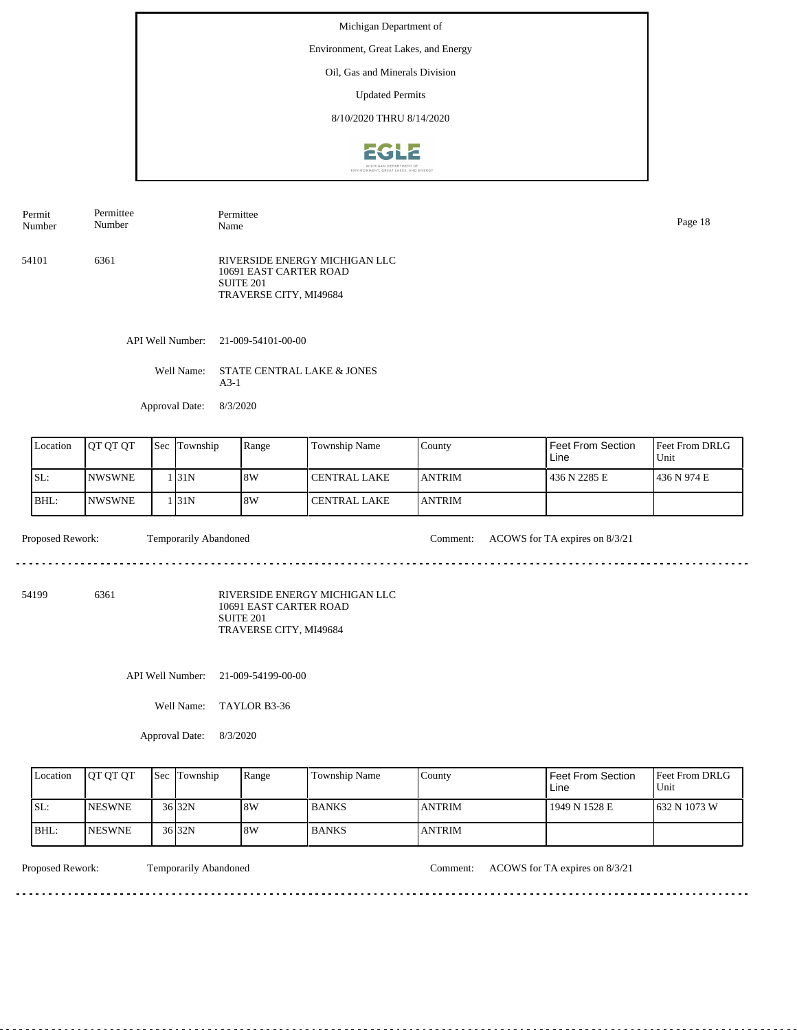Michigan Department of

Environment, Great Lakes, and Energy

Oil, Gas and Minerals Division

Updated Permits

8/10/2020 THRU 8/14/2020

| Permit Number | Permittee Number | Permittee Name |
|---|---|---|
| 54101 | 6361 | RIVERSIDE ENERGY MICHIGAN LLC<br>10691 EAST CARTER ROAD<br>SUITE 201<br>TRAVERSE CITY, MI49684 |

API Well Number: 21-009-54101-00-00

Well Name: STATE CENTRAL LAKE & JONES A3-1

Approval Date: 8/3/2020

| Location | QT QT QT | Sec | Township | Range | Township Name | County | Feet From Section Line | Feet From DRLG Unit |
|---|---|---|---|---|---|---|---|---|
| SL: | NWSWNE | 1 | 31N | 8W | CENTRAL LAKE | ANTRIM | 436 N 2285 E | 436 N 974 E |
| BHL: | NWSWNE | 1 | 31N | 8W | CENTRAL LAKE | ANTRIM | | |

Proposed Rework: Temporarily Abandoned

Comment: ACOWS for TA expires on 8/3/21

---

| Permit Number | Permittee Number | Permittee Name |
|---|---|---|
| 54199 | 6361 | RIVERSIDE ENERGY MICHIGAN LLC<br>10691 EAST CARTER ROAD<br>SUITE 201<br>TRAVERSE CITY, MI49684 |

API Well Number: 21-009-54199-00-00

Well Name: TAYLOR B3-36

Approval Date: 8/3/2020

| Location | QT QT QT | Sec | Township | Range | Township Name | County | Feet From Section Line | Feet From DRLG Unit |
|---|---|---|---|---|---|---|---|---|
| SL: | NESWNE | 36 | 32N | 8W | BANKS | ANTRIM | 1949 N 1528 E | 632 N 1073 W |
| BHL: | NESWNE | 36 | 32N | 8W | BANKS | ANTRIM | | |

Proposed Rework: Temporarily Abandoned

Comment: ACOWS for TA expires on 8/3/21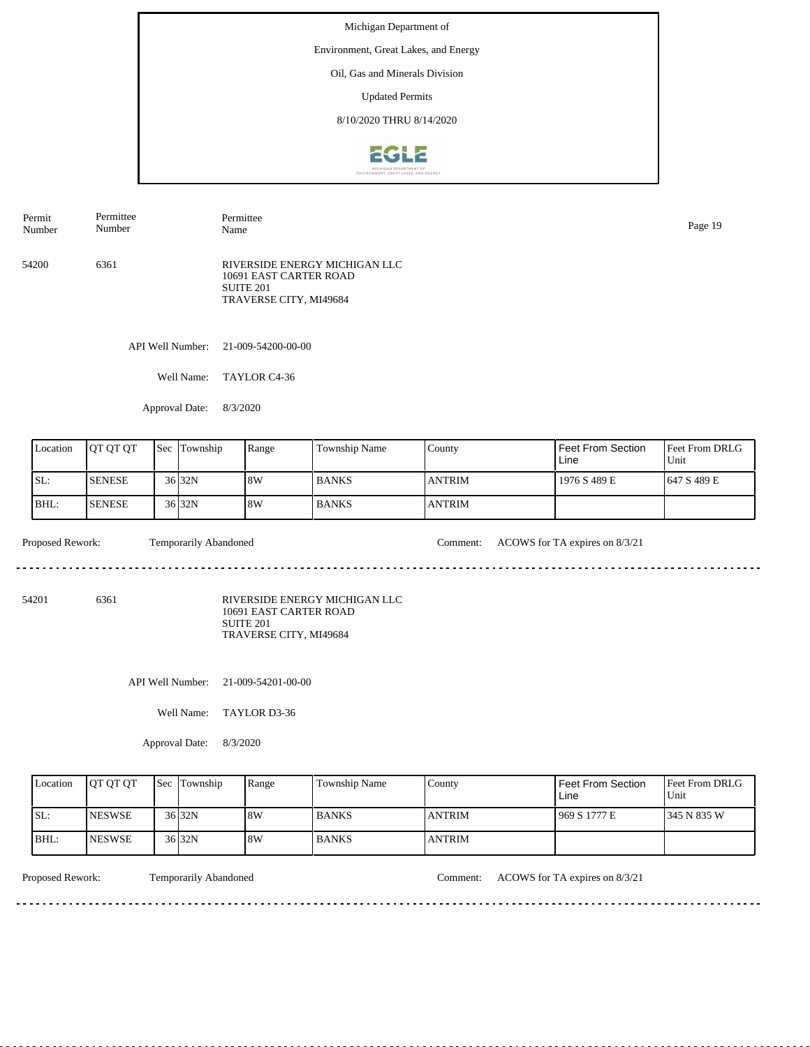Michigan Department of

Environment, Great Lakes, and Energy

Oil, Gas and Minerals Division

Updated Permits

8/10/2020 THRU 8/14/2020

| Permit Number | Permittee Number | Permittee Name |
|---|---|---|
| 54200 | 6361 | RIVERSIDE ENERGY MICHIGAN LLC<br>10691 EAST CARTER ROAD<br>SUITE 201<br>TRAVERSE CITY, MI49684 |

API Well Number: 21-009-54200-00-00

Well Name: TAYLOR C4-36

Approval Date: 8/3/2020

| Location | QT QT QT | Sec | Township | Range | Township Name | County | Feet From Section Line | Feet From DRLG Unit |
|---|---|---|---|---|---|---|---|---|
| SL: | SENESE | 36 | 32N | 8W | BANKS | ANTRIM | 1976 S 489 E | 647 S 489 E |
| BHL: | SENESE | 36 | 32N | 8W | BANKS | ANTRIM | | |

Proposed Rework: Temporarily Abandoned

Comment: ACOWS for TA expires on 8/3/21

---

| Permit Number | Permittee Number | Permittee Name |
|---|---|---|
| 54201 | 6361 | RIVERSIDE ENERGY MICHIGAN LLC<br>10691 EAST CARTER ROAD<br>SUITE 201<br>TRAVERSE CITY, MI49684 |

API Well Number: 21-009-54201-00-00

Well Name: TAYLOR D3-36

Approval Date: 8/3/2020

| Location | QT QT QT | Sec | Township | Range | Township Name | County | Feet From Section Line | Feet From DRLG Unit |
|---|---|---|---|---|---|---|---|---|
| SL: | NESWSE | 36 | 32N | 8W | BANKS | ANTRIM | 969 S 1777 E | 345 N 835 W |
| BHL: | NESWSE | 36 | 32N | 8W | BANKS | ANTRIM | | |

Proposed Rework: Temporarily Abandoned

Comment: ACOWS for TA expires on 8/3/21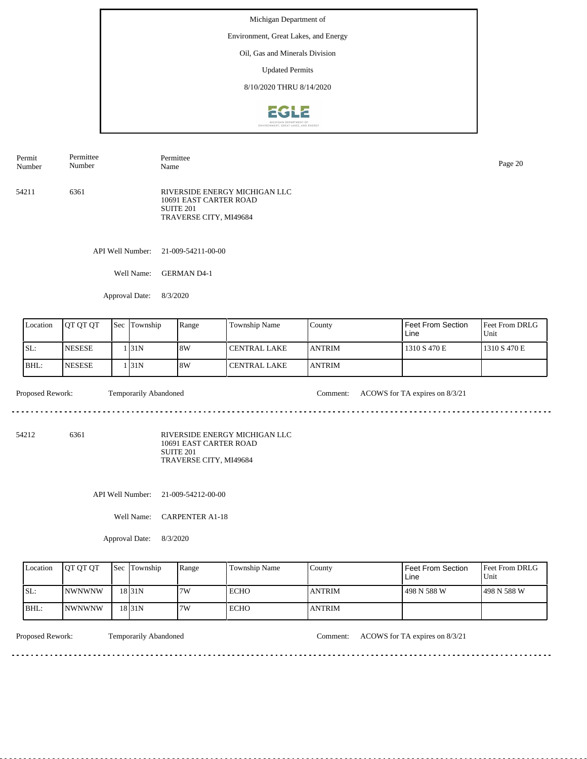Michigan Department of

Environment, Great Lakes, and Energy

Oil, Gas and Minerals Division

Updated Permits

8/10/2020 THRU 8/14/2020

| Permit Number | Permittee Number | Permittee Name |
|---|---|---|
| 54211 | 6361 | RIVERSIDE ENERGY MICHIGAN LLC<br>10691 EAST CARTER ROAD<br>SUITE 201<br>TRAVERSE CITY, MI49684 |

API Well Number: 21-009-54211-00-00

Well Name: GERMAN D4-1

Approval Date: 8/3/2020

| Location | QT QT QT | Sec | Township | Range | Township Name | County | Feet From Section Line | Feet From DRLG Unit |
|---|---|---|---|---|---|---|---|---|
| SL: | NESESE | 1 | 31N | 8W | CENTRAL LAKE | ANTRIM | 1310 S 470 E | 1310 S 470 E |
| BHL: | NESESE | 1 | 31N | 8W | CENTRAL LAKE | ANTRIM | | |

Proposed Rework: Temporarily Abandoned

Comment: ACOWS for TA expires on 8/3/21

---

| Permit Number | Permittee Number | Permittee Name |
|---|---|---|
| 54212 | 6361 | RIVERSIDE ENERGY MICHIGAN LLC<br>10691 EAST CARTER ROAD<br>SUITE 201<br>TRAVERSE CITY, MI49684 |

API Well Number: 21-009-54212-00-00

Well Name: CARPENTER A1-18

Approval Date: 8/3/2020

| Location | QT QT QT | Sec | Township | Range | Township Name | County | Feet From Section Line | Feet From DRLG Unit |
|---|---|---|---|---|---|---|---|---|
| SL: | NWNWNW | 18 | 31N | 7W | ECHO | ANTRIM | 498 N 588 W | 498 N 588 W |
| BHL: | NWNWNW | 18 | 31N | 7W | ECHO | ANTRIM | | |

Proposed Rework: Temporarily Abandoned

Comment: ACOWS for TA expires on 8/3/21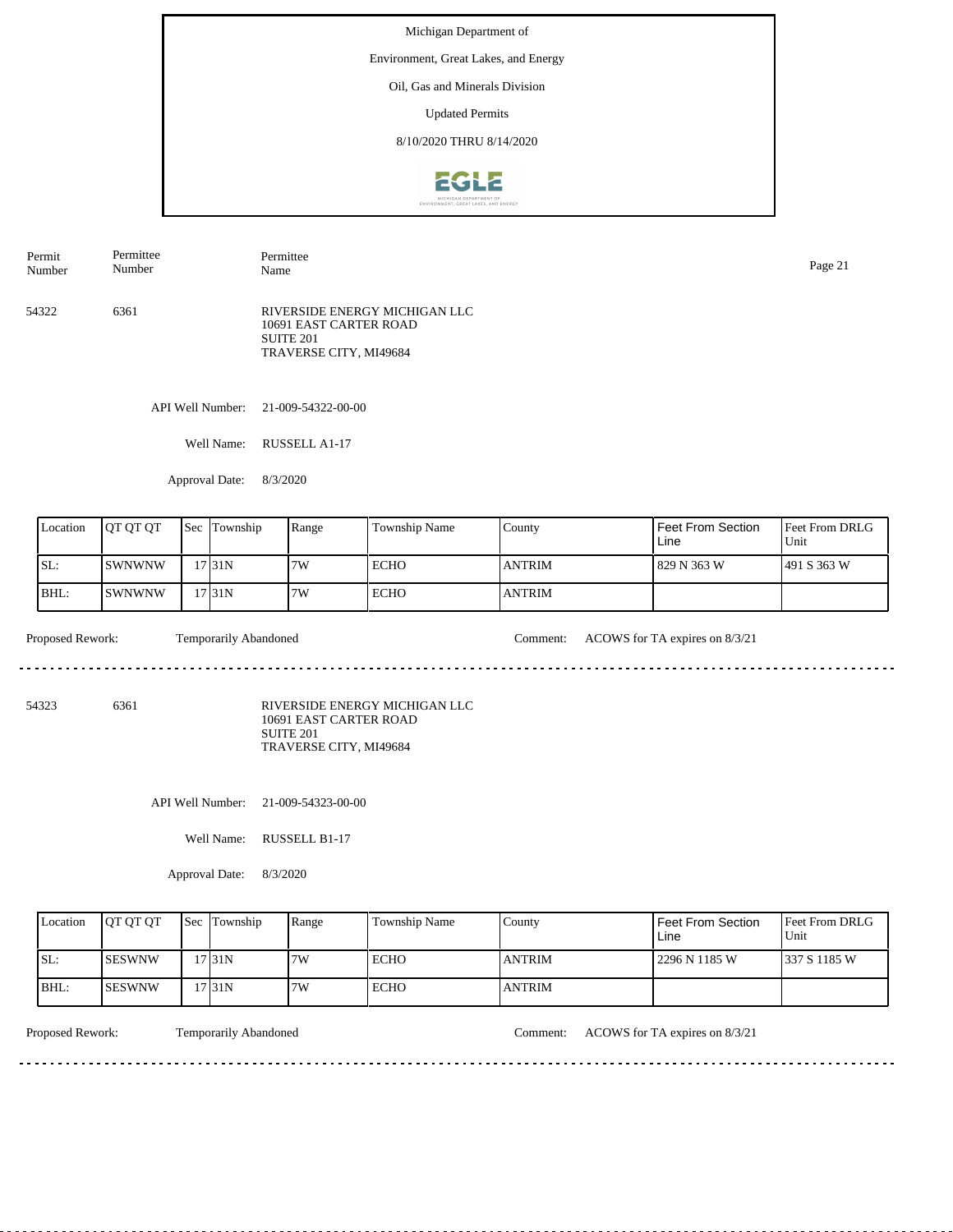Michigan Department of

Environment, Great Lakes, and Energy

Oil, Gas and Minerals Division

Updated Permits

8/10/2020 THRU 8/14/2020

| Permit Number | Permittee Number | Permittee Name |
|---|---|---|
| 54322 | 6361 | RIVERSIDE ENERGY MICHIGAN LLC<br>10691 EAST CARTER ROAD<br>SUITE 201<br>TRAVERSE CITY, MI49684 |

API Well Number: 21-009-54322-00-00

Well Name: RUSSELL A1-17

Approval Date: 8/3/2020

| Location | QT QT QT | Sec | Township | Range | Township Name | County | Feet From Section Line | Feet From DRLG Unit |
|---|---|---|---|---|---|---|---|---|
| SL: | SWNWNW | 17 | 31N | 7W | ECHO | ANTRIM | 829 N 363 W | 491 S 363 W |
| BHL: | SWNWNW | 17 | 31N | 7W | ECHO | ANTRIM | | |

Proposed Rework: Temporarily Abandoned

Comment: ACOWS for TA expires on 8/3/21

---

| Permit Number | Permittee Number | Permittee Name |
|---|---|---|
| 54323 | 6361 | RIVERSIDE ENERGY MICHIGAN LLC<br>10691 EAST CARTER ROAD<br>SUITE 201<br>TRAVERSE CITY, MI49684 |

API Well Number: 21-009-54323-00-00

Well Name: RUSSELL B1-17

Approval Date: 8/3/2020

| Location | QT QT QT | Sec | Township | Range | Township Name | County | Feet From Section Line | Feet From DRLG Unit |
|---|---|---|---|---|---|---|---|---|
| SL: | SESWNW | 17 | 31N | 7W | ECHO | ANTRIM | 2296 N 1185 W | 337 S 1185 W |
| BHL: | SESWNW | 17 | 31N | 7W | ECHO | ANTRIM | | |

Proposed Rework: Temporarily Abandoned

Comment: ACOWS for TA expires on 8/3/21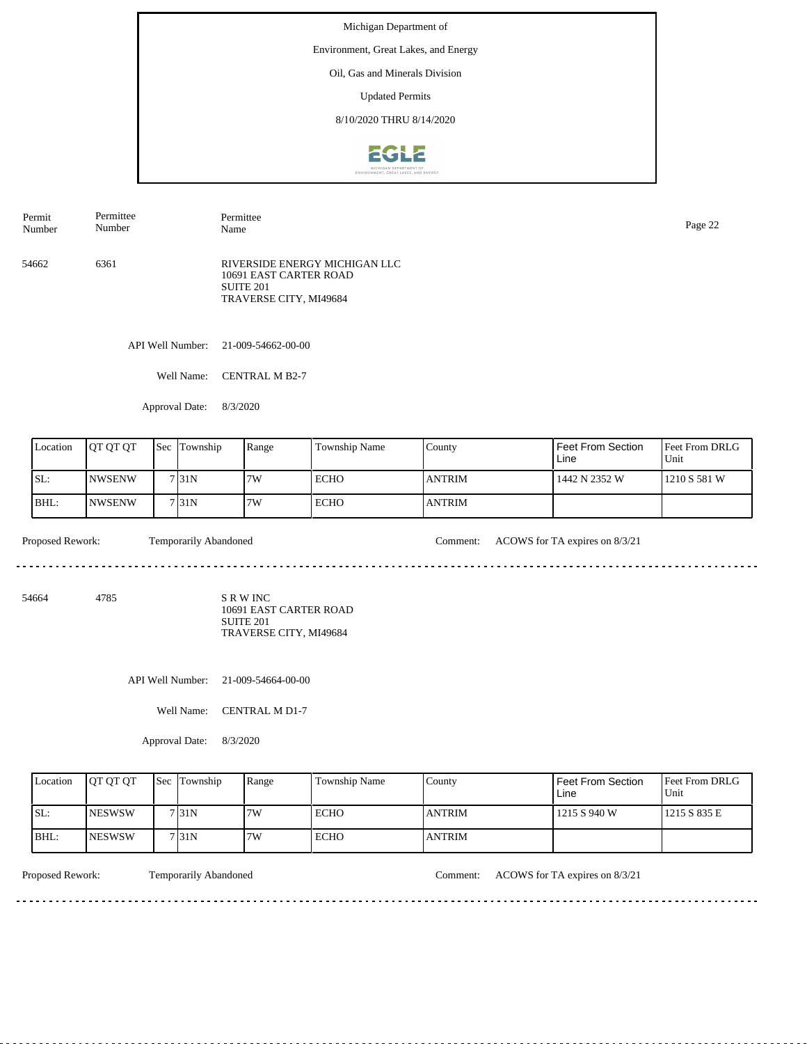Michigan Department of

Environment, Great Lakes, and Energy

Oil, Gas and Minerals Division

Updated Permits

8/10/2020 THRU 8/14/2020

| Permit Number | Permittee Number | Permittee Name |
|---|---|---|

54662 | 6361 | RIVERSIDE ENERGY MICHIGAN LLC
10691 EAST CARTER ROAD
SUITE 201
TRAVERSE CITY, MI49684

API Well Number: 21-009-54662-00-00

Well Name: CENTRAL M B2-7

Approval Date: 8/3/2020

| Location | QT QT QT | Sec | Township | Range | Township Name | County | Feet From Section Line | Feet From DRLG Unit |
|---|---|---|---|---|---|---|---|---|
| SL: | NWSENW | 7 | 31N | 7W | ECHO | ANTRIM | 1442 N 2352 W | 1210 S 581 W |
| BHL: | NWSENW | 7 | 31N | 7W | ECHO | ANTRIM | | |

Proposed Rework: Temporarily Abandoned

Comment: ACOWS for TA expires on 8/3/21

---

54664 | 4785 | S R W INC
10691 EAST CARTER ROAD
SUITE 201
TRAVERSE CITY, MI49684

API Well Number: 21-009-54664-00-00

Well Name: CENTRAL M D1-7

Approval Date: 8/3/2020

| Location | QT QT QT | Sec | Township | Range | Township Name | County | Feet From Section Line | Feet From DRLG Unit |
|---|---|---|---|---|---|---|---|---|
| SL: | NESWSW | 7 | 31N | 7W | ECHO | ANTRIM | 1215 S 940 W | 1215 S 835 E |
| BHL: | NESWSW | 7 | 31N | 7W | ECHO | ANTRIM | | |

Proposed Rework: Temporarily Abandoned

Comment: ACOWS for TA expires on 8/3/21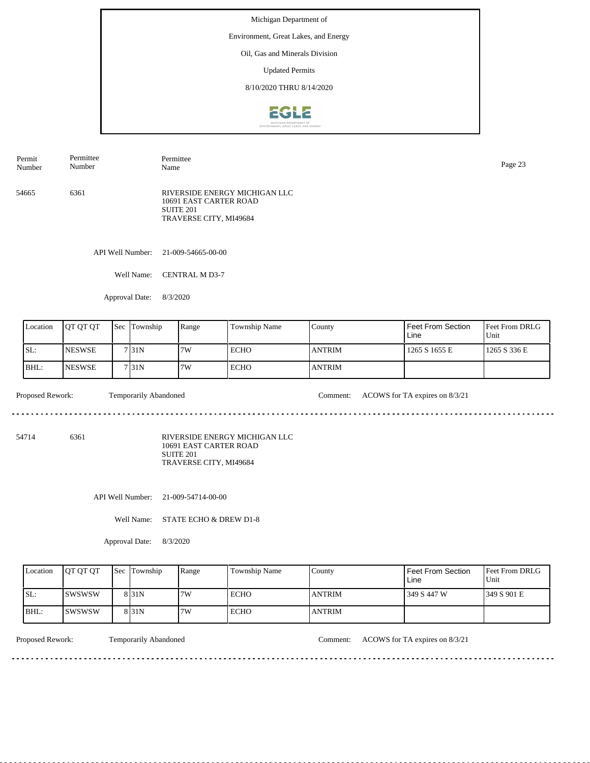Michigan Department of

Environment, Great Lakes, and Energy

Oil, Gas and Minerals Division

Updated Permits

8/10/2020 THRU 8/14/2020

| Permit Number | Permittee Number | Permittee Name |
|---|---|---|
| 54665 | 6361 | RIVERSIDE ENERGY MICHIGAN LLC<br>10691 EAST CARTER ROAD<br>SUITE 201<br>TRAVERSE CITY, MI49684 |

API Well Number: 21-009-54665-00-00

Well Name: CENTRAL M D3-7

Approval Date: 8/3/2020

| Location | QT QT QT | Sec | Township | Range | Township Name | County | Feet From Section Line | Feet From DRLG Unit |
|---|---|---|---|---|---|---|---|---|
| SL: | NESWSE | 7 | 31N | 7W | ECHO | ANTRIM | 1265 S 1655 E | 1265 S 336 E |
| BHL: | NESWSE | 7 | 31N | 7W | ECHO | ANTRIM | | |

Proposed Rework: Temporarily Abandoned

Comment: ACOWS for TA expires on 8/3/21

---

| Permit Number | Permittee Number | Permittee Name |
|---|---|---|
| 54714 | 6361 | RIVERSIDE ENERGY MICHIGAN LLC<br>10691 EAST CARTER ROAD<br>SUITE 201<br>TRAVERSE CITY, MI49684 |

API Well Number: 21-009-54714-00-00

Well Name: STATE ECHO & DREW D1-8

Approval Date: 8/3/2020

| Location | QT QT QT | Sec | Township | Range | Township Name | County | Feet From Section Line | Feet From DRLG Unit |
|---|---|---|---|---|---|---|---|---|
| SL: | SWSWSW | 8 | 31N | 7W | ECHO | ANTRIM | 349 S 447 W | 349 S 901 E |
| BHL: | SWSWSW | 8 | 31N | 7W | ECHO | ANTRIM | | |

Proposed Rework: Temporarily Abandoned

Comment: ACOWS for TA expires on 8/3/21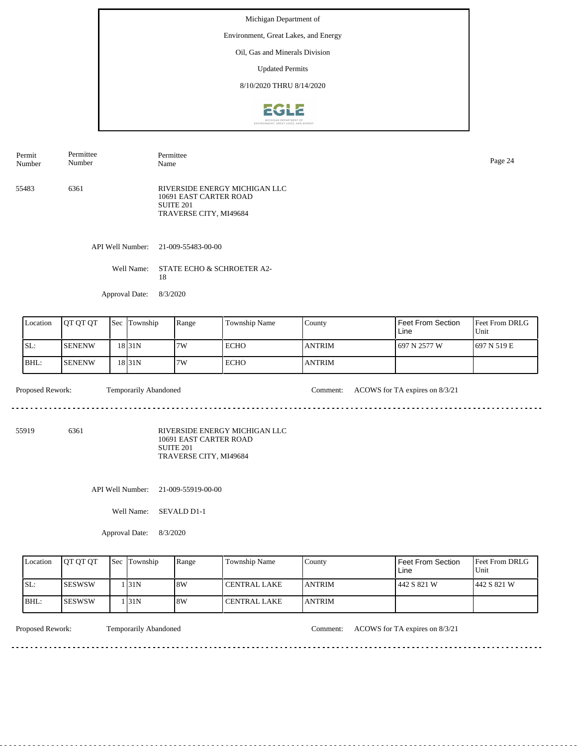Michigan Department of

Environment, Great Lakes, and Energy

Oil, Gas and Minerals Division

Updated Permits

8/10/2020 THRU 8/14/2020

| Permit Number | Permittee Number | Permittee Name |
|---|---|---|
| 55483 | 6361 | RIVERSIDE ENERGY MICHIGAN LLC<br>10691 EAST CARTER ROAD<br>SUITE 201<br>TRAVERSE CITY, MI49684 |

API Well Number: 21-009-55483-00-00

Well Name: STATE ECHO & SCHROETER A2-18

Approval Date: 8/3/2020

| Location | QT QT QT | Sec | Township | Range | Township Name | County | Feet From Section Line | Feet From DRLG Unit |
|---|---|---|---|---|---|---|---|---|
| SL: | SENENW | 18 | 31N | 7W | ECHO | ANTRIM | 697 N 2577 W | 697 N 519 E |
| BHL: | SENENW | 18 | 31N | 7W | ECHO | ANTRIM | | |

Proposed Rework: Temporarily Abandoned

Comment: ACOWS for TA expires on 8/3/21

---

| Permit Number | Permittee Number | Permittee Name |
|---|---|---|
| 55919 | 6361 | RIVERSIDE ENERGY MICHIGAN LLC<br>10691 EAST CARTER ROAD<br>SUITE 201<br>TRAVERSE CITY, MI49684 |

API Well Number: 21-009-55919-00-00

Well Name: SEVALD D1-1

Approval Date: 8/3/2020

| Location | QT QT QT | Sec | Township | Range | Township Name | County | Feet From Section Line | Feet From DRLG Unit |
|---|---|---|---|---|---|---|---|---|
| SL: | SESWSW | 1 | 31N | 8W | CENTRAL LAKE | ANTRIM | 442 S 821 W | 442 S 821 W |
| BHL: | SESWSW | 1 | 31N | 8W | CENTRAL LAKE | ANTRIM | | |

Proposed Rework: Temporarily Abandoned

Comment: ACOWS for TA expires on 8/3/21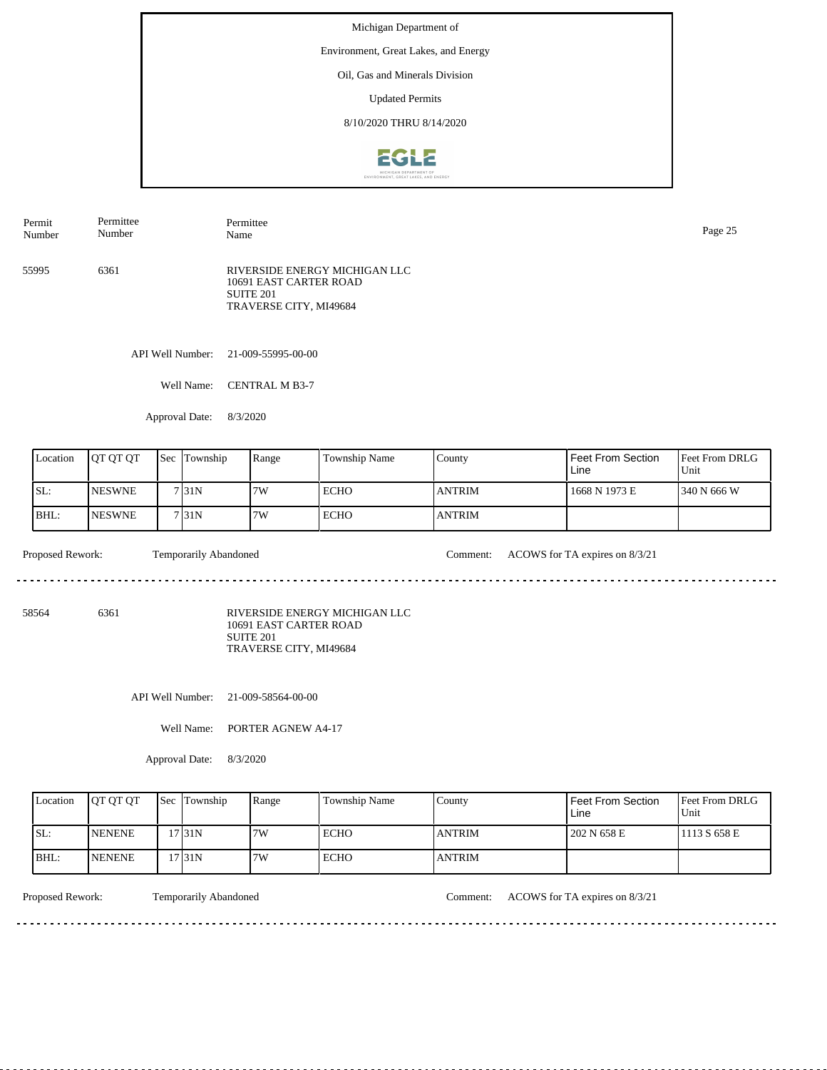Michigan Department of

Environment, Great Lakes, and Energy

Oil, Gas and Minerals Division

Updated Permits

8/10/2020 THRU 8/14/2020

| Permit Number | Permittee Number | Permittee Name |
|---|---|---|
| 55995 | 6361 | RIVERSIDE ENERGY MICHIGAN LLC<br>10691 EAST CARTER ROAD<br>SUITE 201<br>TRAVERSE CITY, MI49684 |

API Well Number: 21-009-55995-00-00

Well Name: CENTRAL M B3-7

Approval Date: 8/3/2020

| Location | QT QT QT | Sec | Township | Range | Township Name | County | Feet From Section Line | Feet From DRLG Unit |
|---|---|---|---|---|---|---|---|---|
| SL: | NESWNE | 7 | 31N | 7W | ECHO | ANTRIM | 1668 N 1973 E | 340 N 666 W |
| BHL: | NESWNE | 7 | 31N | 7W | ECHO | ANTRIM | | |

Proposed Rework: Temporarily Abandoned

Comment: ACOWS for TA expires on 8/3/21

---

| Permit Number | Permittee Number | Permittee Name |
|---|---|---|
| 58564 | 6361 | RIVERSIDE ENERGY MICHIGAN LLC<br>10691 EAST CARTER ROAD<br>SUITE 201<br>TRAVERSE CITY, MI49684 |

API Well Number: 21-009-58564-00-00

Well Name: PORTER AGNEW A4-17

Approval Date: 8/3/2020

| Location | QT QT QT | Sec | Township | Range | Township Name | County | Feet From Section Line | Feet From DRLG Unit |
|---|---|---|---|---|---|---|---|---|
| SL: | NENENE | 17 | 31N | 7W | ECHO | ANTRIM | 202 N 658 E | 1113 S 658 E |
| BHL: | NENENE | 17 | 31N | 7W | ECHO | ANTRIM | | |

Proposed Rework: Temporarily Abandoned

Comment: ACOWS for TA expires on 8/3/21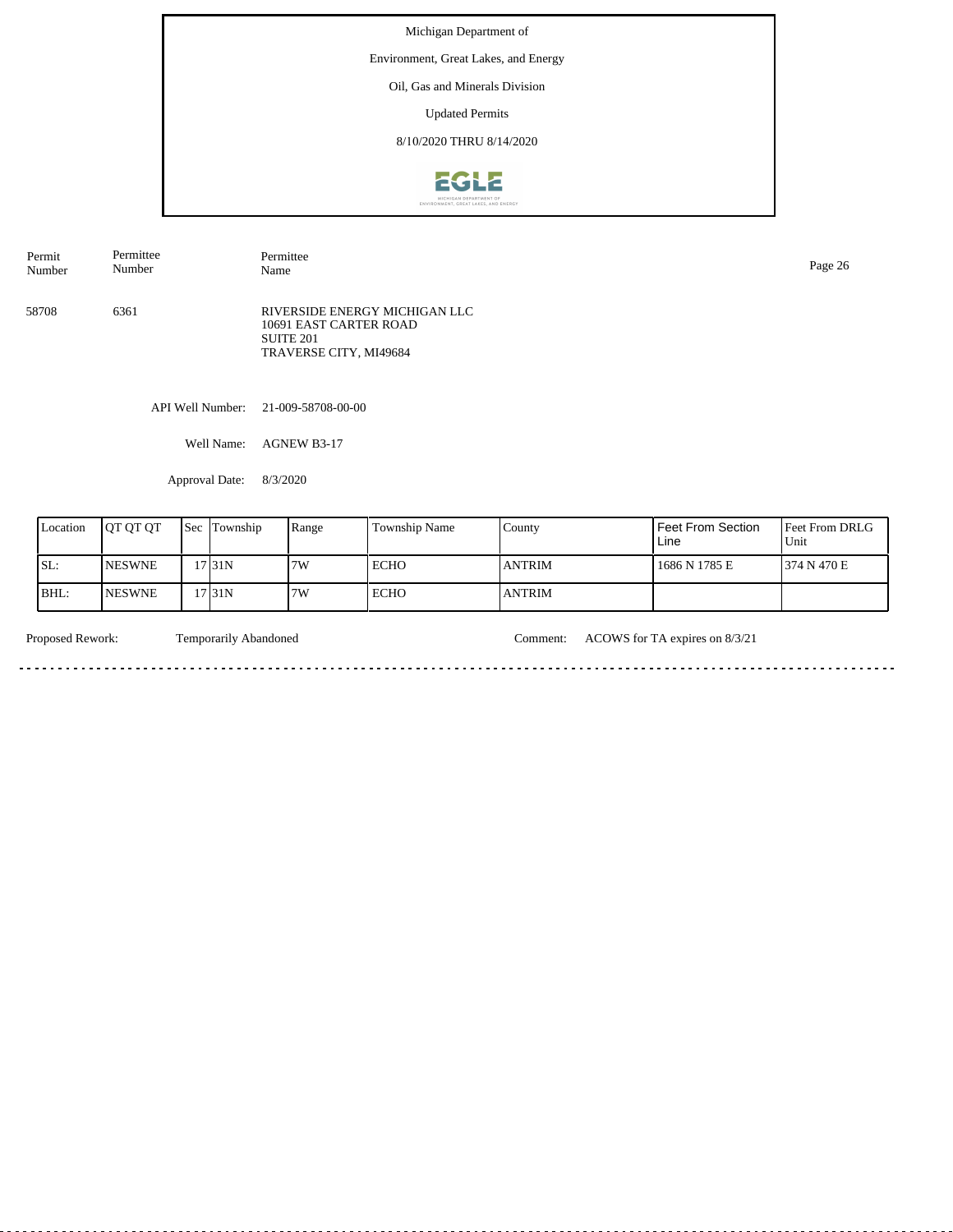Michigan Department of

Environment, Great Lakes, and Energy

Oil, Gas and Minerals Division

Updated Permits

8/10/2020 THRU 8/14/2020

| Permit Number | Permittee Number | Permittee Name |
|---|---|---|
| 58708 | 6361 | RIVERSIDE ENERGY MICHIGAN LLC<br>10691 EAST CARTER ROAD<br>SUITE 201<br>TRAVERSE CITY, MI49684 |

API Well Number: 21-009-58708-00-00

Well Name: AGNEW B3-17

Approval Date: 8/3/2020

| Location | QT QT QT | Sec | Township | Range | Township Name | County | Feet From Section Line | Feet From DRLG Unit |
|---|---|---|---|---|---|---|---|---|
| SL: | NESWNE | 17 | 31N | 7W | ECHO | ANTRIM | 1686 N 1785 E | 374 N 470 E |
| BHL: | NESWNE | 17 | 31N | 7W | ECHO | ANTRIM | | |

Proposed Rework: Temporarily Abandoned

Comment: ACOWS for TA expires on 8/3/21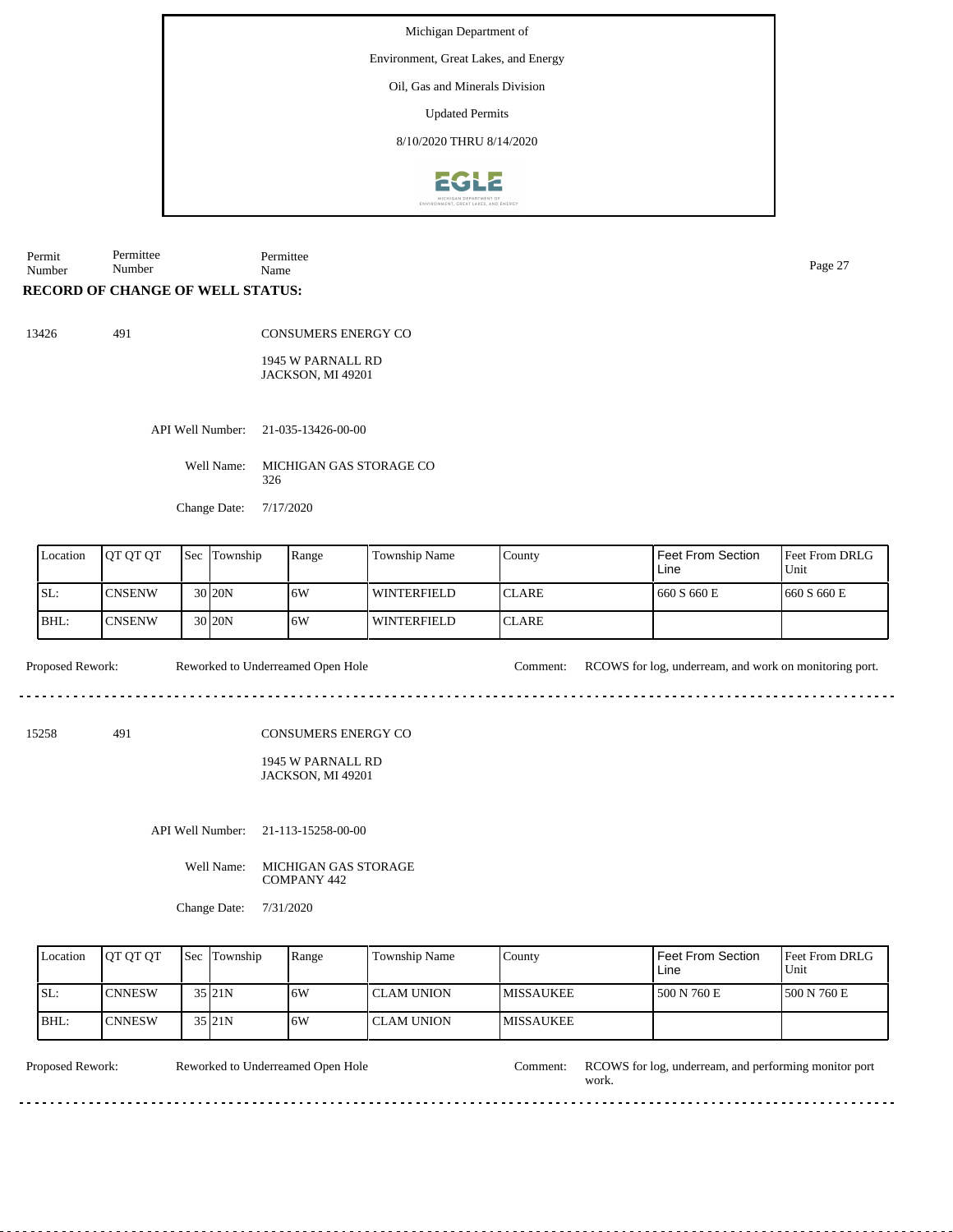Michigan Department of

Environment, Great Lakes, and Energy

Oil, Gas and Minerals Division

Updated Permits

8/10/2020 THRU 8/14/2020

Permit Number | Permittee Number | Permittee Name

**RECORD OF CHANGE OF WELL STATUS:**

13426 | 491 | CONSUMERS ENERGY CO

1945 W PARNALL RD
JACKSON, MI 49201

API Well Number: 21-035-13426-00-00

Well Name: MICHIGAN GAS STORAGE CO 326

Change Date: 7/17/2020

| Location | QT QT QT | Sec | Township | Range | Township Name | County | Feet From Section Line | Feet From DRLG Unit |
|---|---|---|---|---|---|---|---|---|
| SL: | CNSENW | 30 | 20N | 6W | WINTERFIELD | CLARE | 660 S 660 E | 660 S 660 E |
| BHL: | CNSENW | 30 | 20N | 6W | WINTERFIELD | CLARE | | |

Proposed Rework: Reworked to Underreamed Open Hole

Comment: RCOWS for log, underream, and work on monitoring port.

---

15258 | 491 | CONSUMERS ENERGY CO

1945 W PARNALL RD
JACKSON, MI 49201

API Well Number: 21-113-15258-00-00

Well Name: MICHIGAN GAS STORAGE COMPANY 442

Change Date: 7/31/2020

| Location | QT QT QT | Sec | Township | Range | Township Name | County | Feet From Section Line | Feet From DRLG Unit |
|---|---|---|---|---|---|---|---|---|
| SL: | CNNESW | 35 | 21N | 6W | CLAM UNION | MISSAUKEE | 500 N 760 E | 500 N 760 E |
| BHL: | CNNESW | 35 | 21N | 6W | CLAM UNION | MISSAUKEE | | |

Proposed Rework: Reworked to Underreamed Open Hole

Comment: RCOWS for log, underream, and performing monitor port work.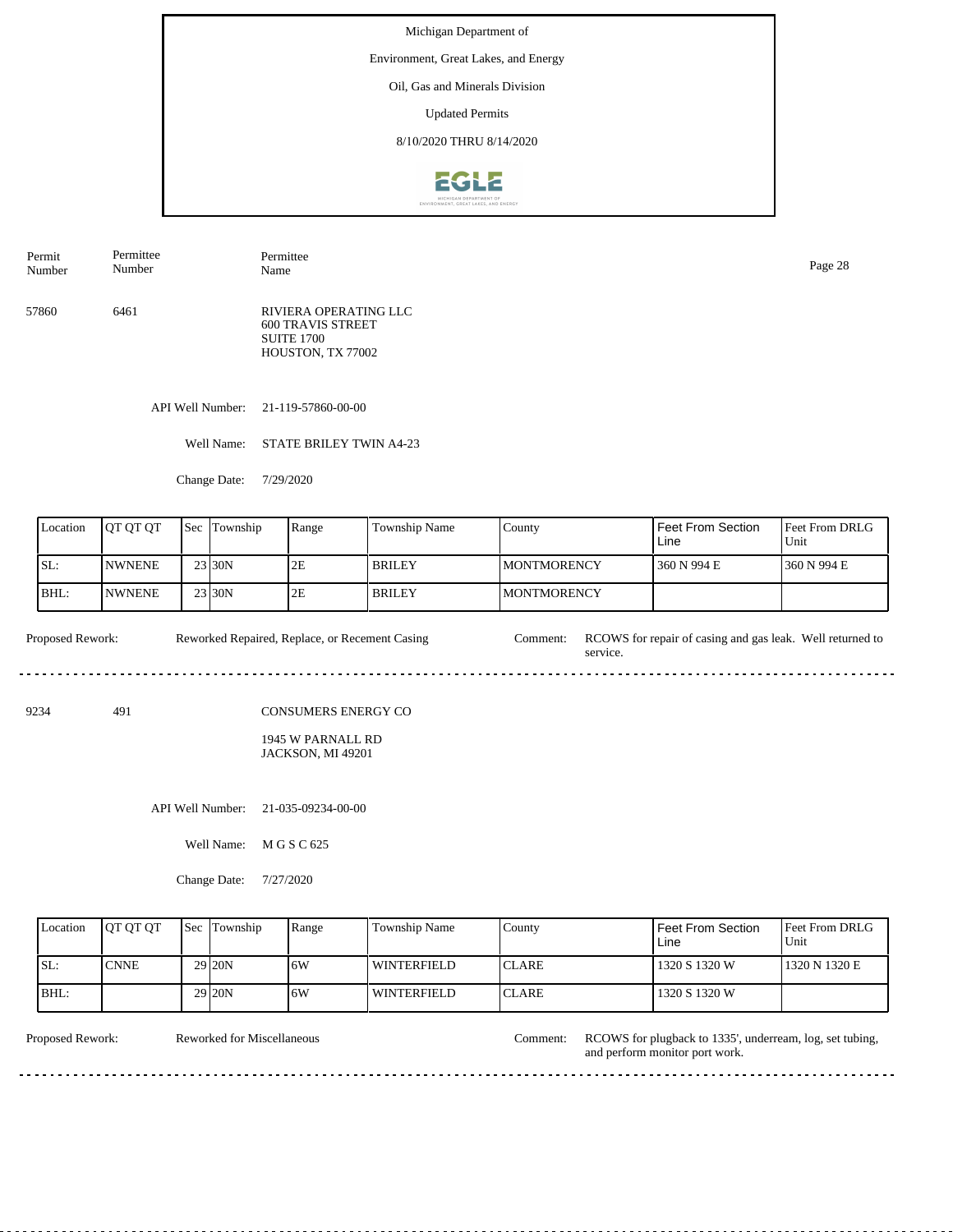Michigan Department of

Environment, Great Lakes, and Energy

Oil, Gas and Minerals Division

Updated Permits

8/10/2020 THRU 8/14/2020

| Permit Number | Permittee Number | Permittee Name |
|---|---|---|
| 57860 | 6461 | RIVIERA OPERATING LLC<br>600 TRAVIS STREET<br>SUITE 1700<br>HOUSTON, TX 77002 |

API Well Number: 21-119-57860-00-00

Well Name: STATE BRILEY TWIN A4-23

Change Date: 7/29/2020

| Location | QT QT QT | Sec | Township | Range | Township Name | County | Feet From Section Line | Feet From DRLG Unit |
|---|---|---|---|---|---|---|---|---|
| SL: | NWNENE | 23 | 30N | 2E | BRILEY | MONTMORENCY | 360 N 994 E | 360 N 994 E |
| BHL: | NWNENE | 23 | 30N | 2E | BRILEY | MONTMORENCY | | |

Proposed Rework: Reworked Repaired, Replace, or Recement Casing

Comment: RCOWS for repair of casing and gas leak. Well returned to service.

---

| Permit Number | Permittee Number | Permittee Name |
|---|---|---|
| 9234 | 491 | CONSUMERS ENERGY CO<br>1945 W PARNALL RD<br>JACKSON, MI 49201 |

API Well Number: 21-035-09234-00-00

Well Name: M G S C 625

Change Date: 7/27/2020

| Location | QT QT QT | Sec | Township | Range | Township Name | County | Feet From Section Line | Feet From DRLG Unit |
|---|---|---|---|---|---|---|---|---|
| SL: | CNNE | 29 | 20N | 6W | WINTERFIELD | CLARE | 1320 S 1320 W | 1320 N 1320 E |
| BHL: | | 29 | 20N | 6W | WINTERFIELD | CLARE | 1320 S 1320 W | |

Proposed Rework: Reworked for Miscellaneous

Comment: RCOWS for plugback to 1335', underream, log, set tubing, and perform monitor port work.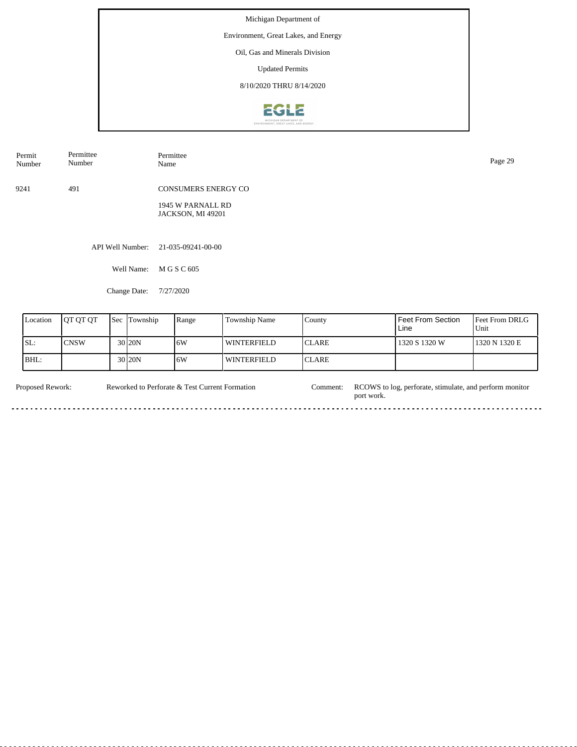Michigan Department of

Environment, Great Lakes, and Energy

Oil, Gas and Minerals Division

Updated Permits

8/10/2020 THRU 8/14/2020

| Permit Number | Permittee Number | Permittee Name |
|---|---|---|
| 9241 | 491 | CONSUMERS ENERGY CO<br>1945 W PARNALL RD<br>JACKSON, MI 49201 |

API Well Number: 21-035-09241-00-00

Well Name: M G S C 605

Change Date: 7/27/2020

| Location | QT QT QT | Sec | Township | Range | Township Name | County | Feet From Section Line | Feet From DRLG Unit |
|---|---|---|---|---|---|---|---|---|
| SL: | CNSW | 30 | 20N | 6W | WINTERFIELD | CLARE | 1320 S 1320 W | 1320 N 1320 E |
| BHL: | | 30 | 20N | 6W | WINTERFIELD | CLARE | | |

Proposed Rework: Reworked to Perforate & Test Current Formation

Comment: RCOWS to log, perforate, stimulate, and perform monitor port work.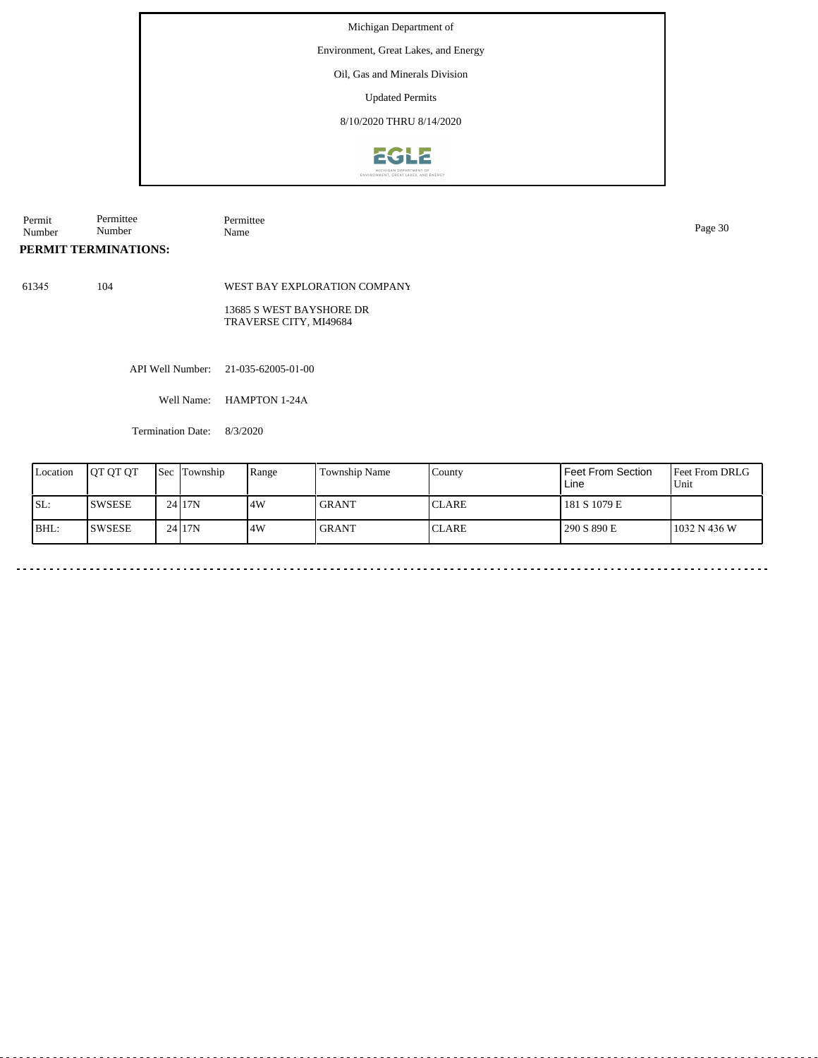Michigan Department of

Environment, Great Lakes, and Energy

Oil, Gas and Minerals Division

Updated Permits

8/10/2020 THRU 8/14/2020

| Permit Number | Permittee Number | Permittee Name |
|---|---|---|

**PERMIT TERMINATIONS:**

| | | |
|---|---|---|
| 61345 | 104 | WEST BAY EXPLORATION COMPANY<br>13685 S WEST BAYSHORE DR<br>TRAVERSE CITY, MI49684 |

API Well Number: 21-035-62005-01-00

Well Name: HAMPTON 1-24A

Termination Date: 8/3/2020

| Location | QT QT QT | Sec | Township | Range | Township Name | County | Feet From Section Line | Feet From DRLG Unit |
|---|---|---|---|---|---|---|---|---|
| SL: | SWSESE | 24 | 17N | 4W | GRANT | CLARE | 181 S 1079 E | |
| BHL: | SWSESE | 24 | 17N | 4W | GRANT | CLARE | 290 S 890 E | 1032 N 436 W |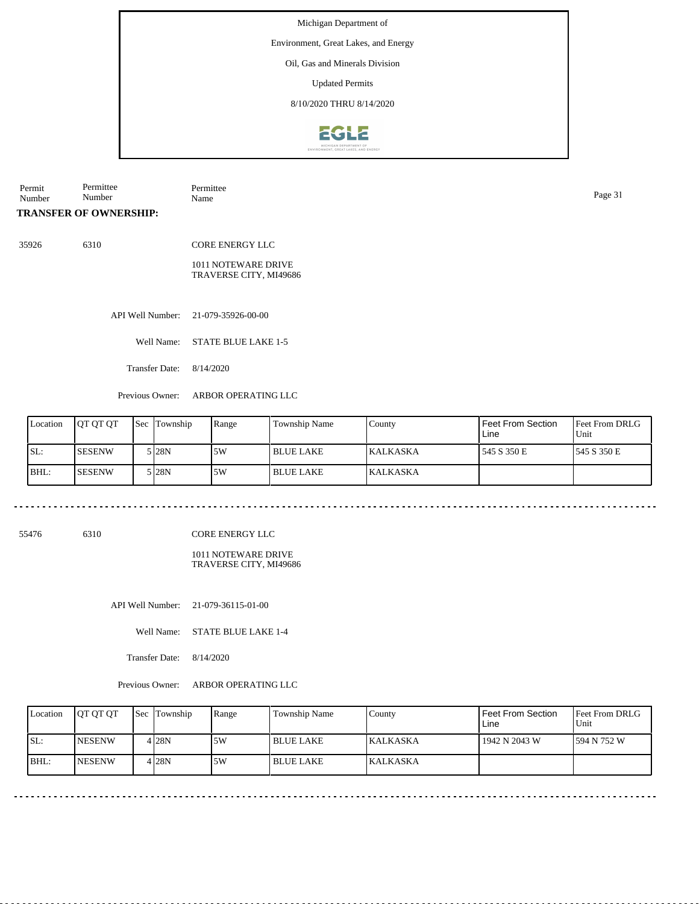Michigan Department of

Environment, Great Lakes, and Energy

Oil, Gas and Minerals Division

Updated Permits

8/10/2020 THRU 8/14/2020

| Permit Number | Permittee Number | Permittee Name |
|---|---|---|

**TRANSFER OF OWNERSHIP:**

35926 6310 CORE ENERGY LLC

1011 NOTEWARE DRIVE
TRAVERSE CITY, MI49686

API Well Number: 21-079-35926-00-00

Well Name: STATE BLUE LAKE 1-5

Transfer Date: 8/14/2020

Previous Owner: ARBOR OPERATING LLC

| Location | QT QT QT | Sec | Township | Range | Township Name | County | Feet From Section Line | Feet From DRLG Unit |
|---|---|---|---|---|---|---|---|---|
| SL: | SESENW | 5 | 28N | 5W | BLUE LAKE | KALKASKA | 545 S 350 E | 545 S 350 E |
| BHL: | SESENW | 5 | 28N | 5W | BLUE LAKE | KALKASKA | | |

---

55476 6310 CORE ENERGY LLC

1011 NOTEWARE DRIVE
TRAVERSE CITY, MI49686

API Well Number: 21-079-36115-01-00

Well Name: STATE BLUE LAKE 1-4

Transfer Date: 8/14/2020

Previous Owner: ARBOR OPERATING LLC

| Location | QT QT QT | Sec | Township | Range | Township Name | County | Feet From Section Line | Feet From DRLG Unit |
|---|---|---|---|---|---|---|---|---|
| SL: | NESENW | 4 | 28N | 5W | BLUE LAKE | KALKASKA | 1942 N 2043 W | 594 N 752 W |
| BHL: | NESENW | 4 | 28N | 5W | BLUE LAKE | KALKASKA | | |